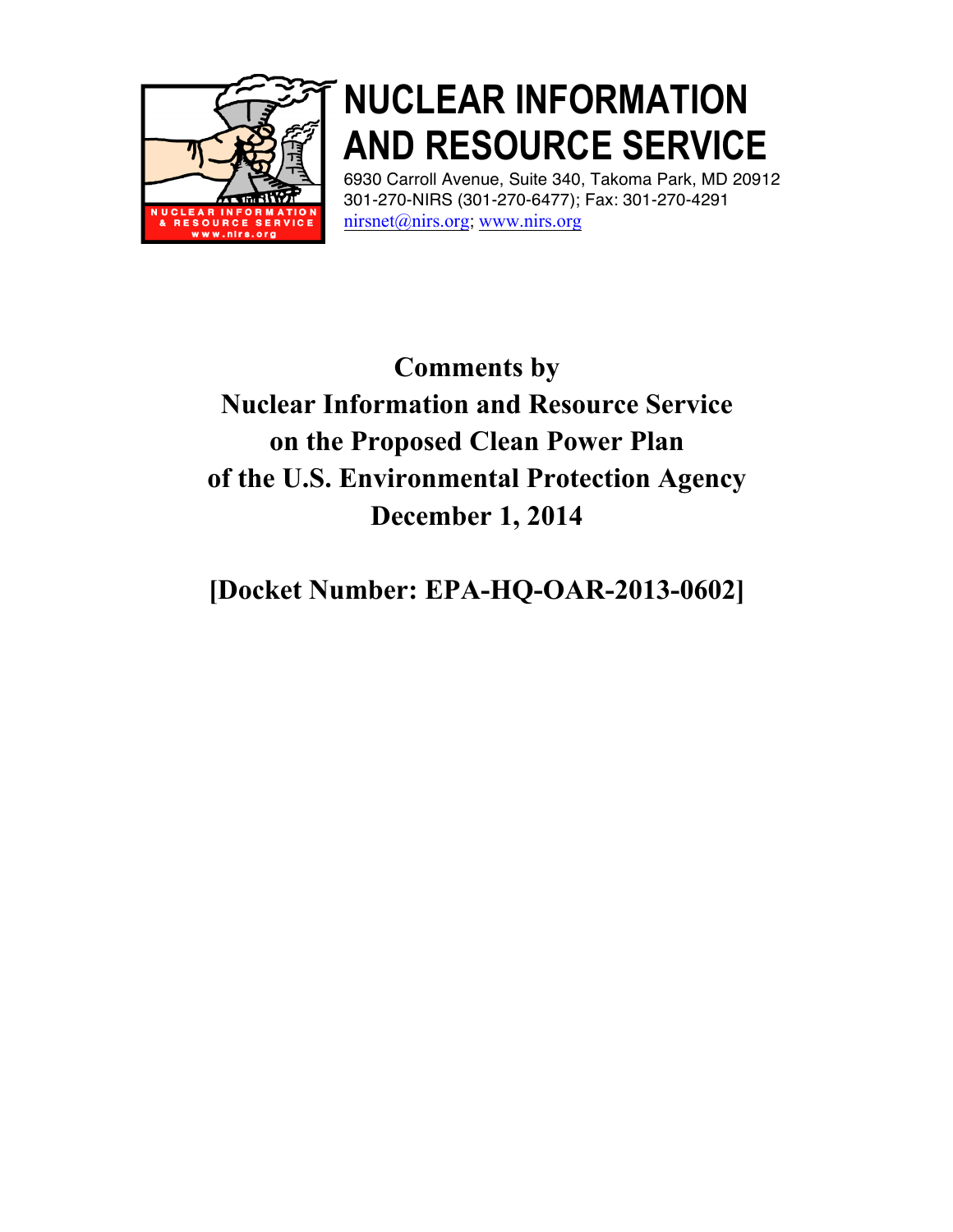# NUCLEAR INFORMATION AND RESOURCE SERVICE

6930 Carroll Avenue, Suite 340, Takoma Park, MD 20912
301-270-NIRS (301-270-6477); Fax: 301-270-4291
nirsnet@nirs.org; www.nirs.org

**Comments by**
**Nuclear Information and Resource Service**
**on the Proposed Clean Power Plan**
**of the U.S. Environmental Protection Agency**
**December 1, 2014**

**[Docket Number: EPA-HQ-OAR-2013-0602]**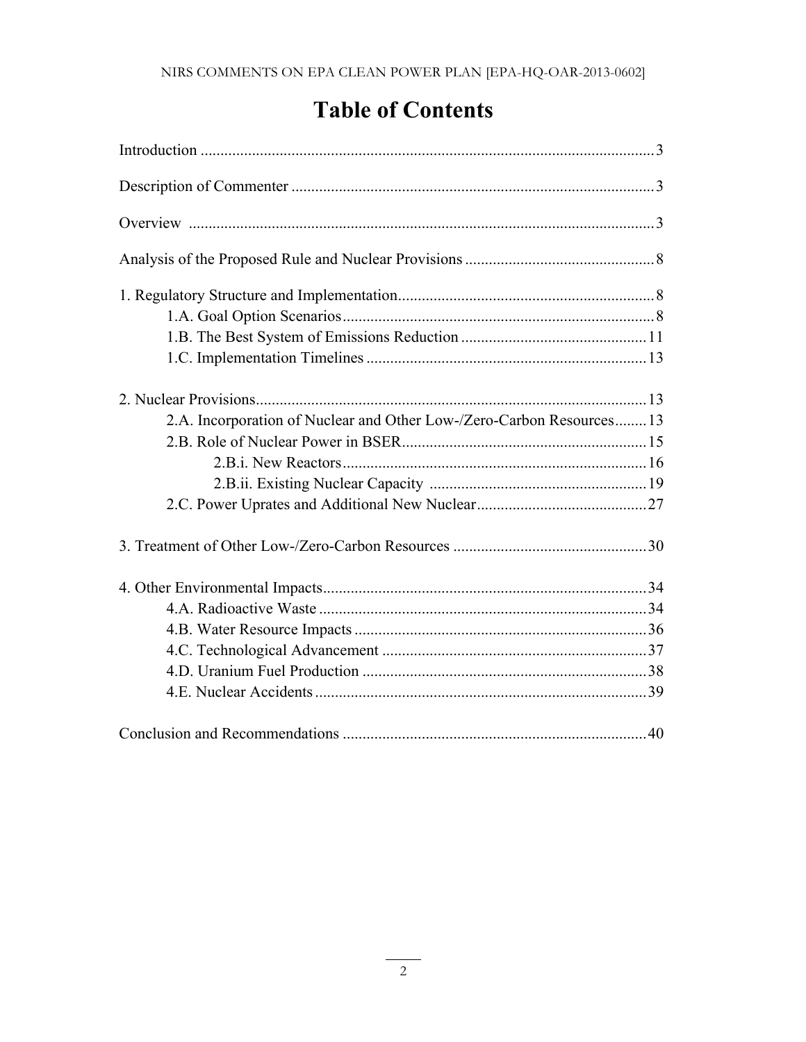# Table of Contents

Introduction .................................................................................................................. 3

Description of Commenter ........................................................................................... 3

Overview ..................................................................................................................... 3

Analysis of the Proposed Rule and Nuclear Provisions ................................................ 8

1. Regulatory Structure and Implementation ................................................................. 8
    - 1.A. Goal Option Scenarios .............................................................................. 8
    - 1.B. The Best System of Emissions Reduction ............................................... 11
    - 1.C. Implementation Timelines ...................................................................... 13

2. Nuclear Provisions .................................................................................................. 13
    - 2.A. Incorporation of Nuclear and Other Low-/Zero-Carbon Resources ........ 13
    - 2.B. Role of Nuclear Power in BSER .............................................................. 15
        - 2.B.i. New Reactors ............................................................................. 16
        - 2.B.ii. Existing Nuclear Capacity ....................................................... 19
    - 2.C. Power Uprates and Additional New Nuclear ........................................... 27

3. Treatment of Other Low-/Zero-Carbon Resources ................................................. 30

4. Other Environmental Impacts .................................................................................. 34
    - 4.A. Radioactive Waste ................................................................................... 34
    - 4.B. Water Resource Impacts .......................................................................... 36
    - 4.C. Technological Advancement ................................................................... 37
    - 4.D. Uranium Fuel Production ........................................................................ 38
    - 4.E. Nuclear Accidents .................................................................................... 39

Conclusion and Recommendations ............................................................................. 40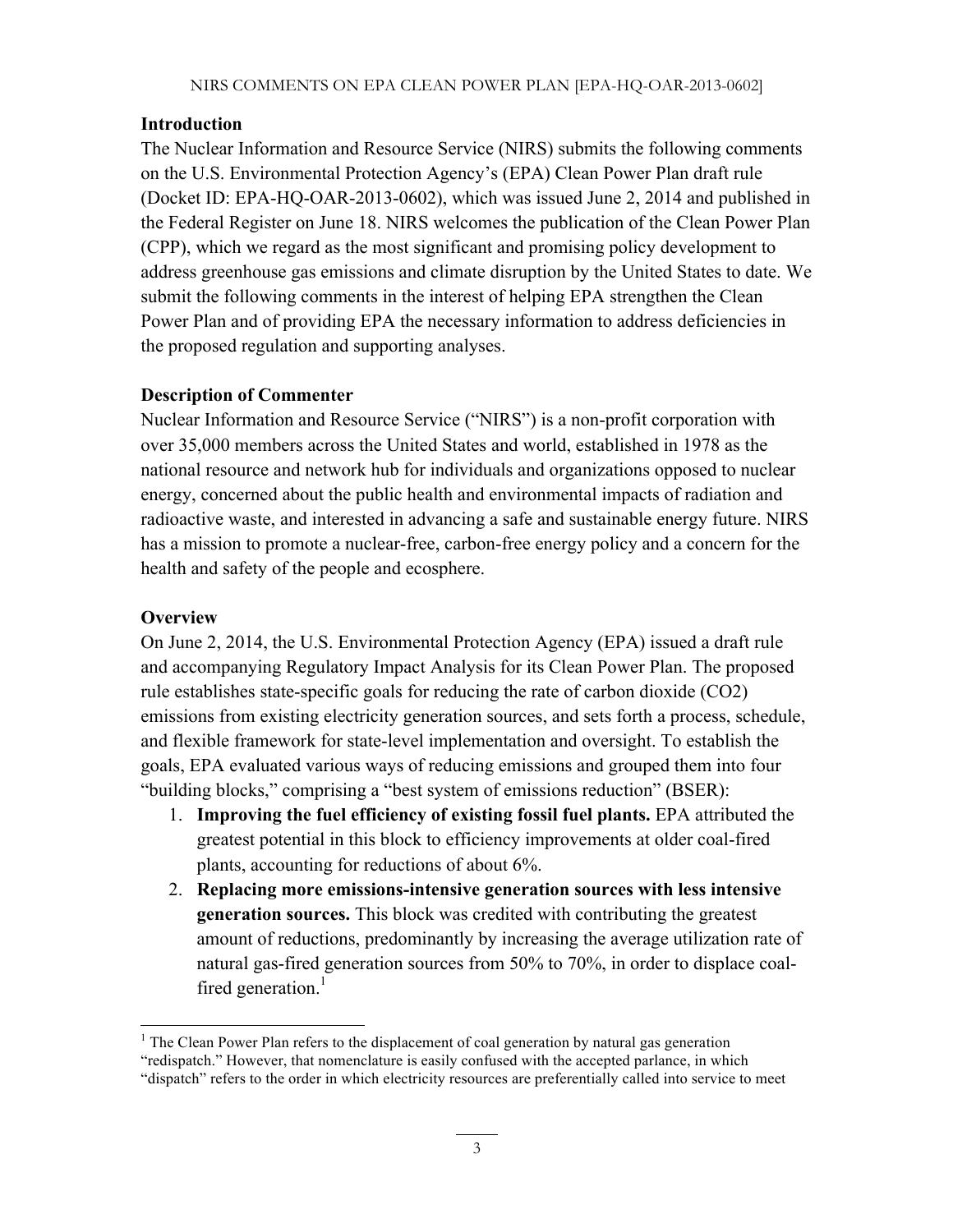## Introduction

The Nuclear Information and Resource Service (NIRS) submits the following comments on the U.S. Environmental Protection Agency's (EPA) Clean Power Plan draft rule (Docket ID: EPA-HQ-OAR-2013-0602), which was issued June 2, 2014 and published in the Federal Register on June 18. NIRS welcomes the publication of the Clean Power Plan (CPP), which we regard as the most significant and promising policy development to address greenhouse gas emissions and climate disruption by the United States to date. We submit the following comments in the interest of helping EPA strengthen the Clean Power Plan and of providing EPA the necessary information to address deficiencies in the proposed regulation and supporting analyses.

## Description of Commenter

Nuclear Information and Resource Service ("NIRS") is a non-profit corporation with over 35,000 members across the United States and world, established in 1978 as the national resource and network hub for individuals and organizations opposed to nuclear energy, concerned about the public health and environmental impacts of radiation and radioactive waste, and interested in advancing a safe and sustainable energy future. NIRS has a mission to promote a nuclear-free, carbon-free energy policy and a concern for the health and safety of the people and ecosphere.

## Overview

On June 2, 2014, the U.S. Environmental Protection Agency (EPA) issued a draft rule and accompanying Regulatory Impact Analysis for its Clean Power Plan. The proposed rule establishes state-specific goals for reducing the rate of carbon dioxide ($CO_2$) emissions from existing electricity generation sources, and sets forth a process, schedule, and flexible framework for state-level implementation and oversight. To establish the goals, EPA evaluated various ways of reducing emissions and grouped them into four "building blocks," comprising a "best system of emissions reduction" (BSER):

1. **Improving the fuel efficiency of existing fossil fuel plants.** EPA attributed the greatest potential in this block to efficiency improvements at older coal-fired plants, accounting for reductions of about 6%.
2. **Replacing more emissions-intensive generation sources with less intensive generation sources.** This block was credited with contributing the greatest amount of reductions, predominantly by increasing the average utilization rate of natural gas-fired generation sources from 50% to 70%, in order to displace coal-fired generation.[1]

[1] The Clean Power Plan refers to the displacement of coal generation by natural gas generation "redispatch." However, that nomenclature is easily confused with the accepted parlance, in which "dispatch" refers to the order in which electricity resources are preferentially called into service to meet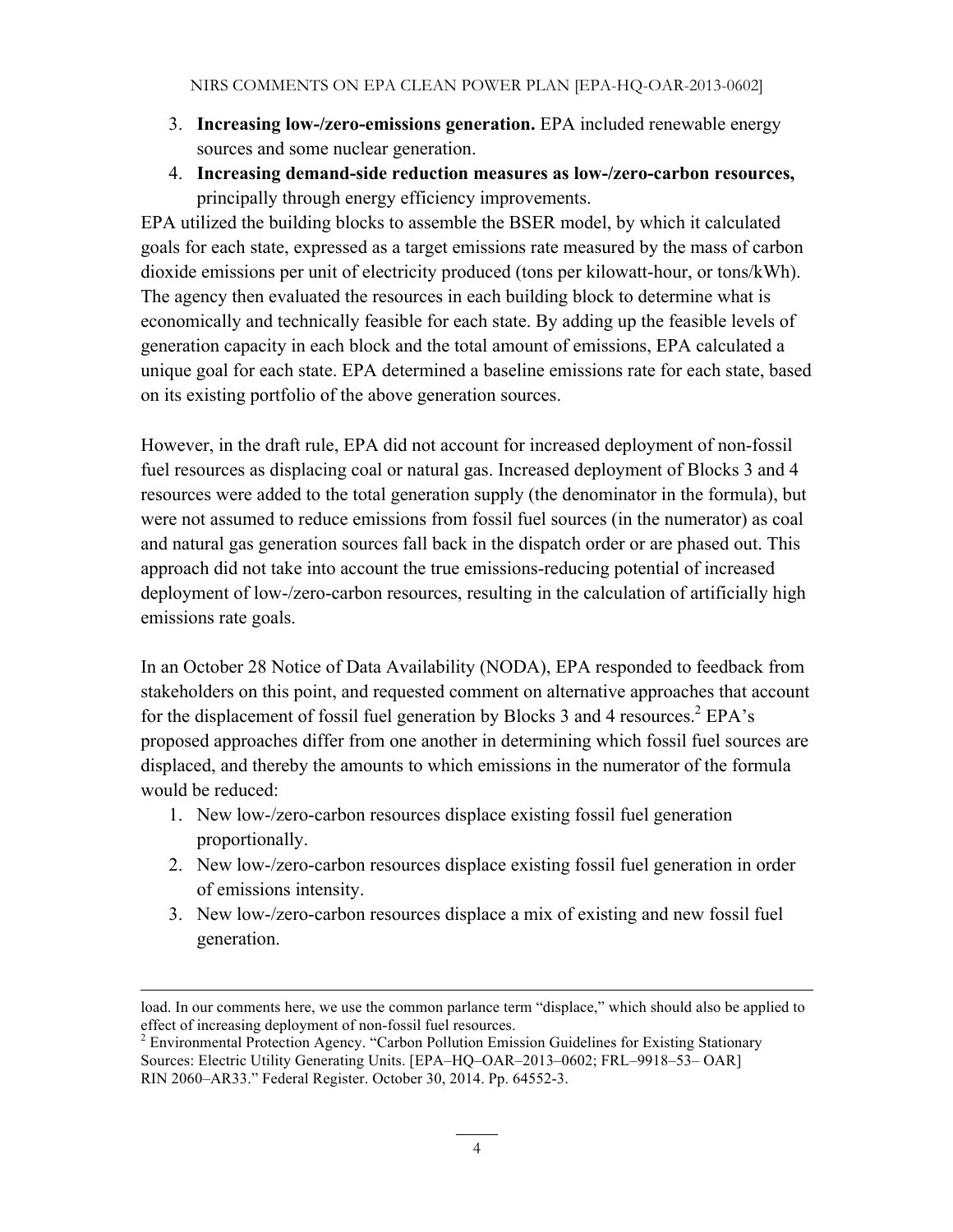3. **Increasing low-/zero-emissions generation.** EPA included renewable energy sources and some nuclear generation.
4. **Increasing demand-side reduction measures as low-/zero-carbon resources,** principally through energy efficiency improvements.

EPA utilized the building blocks to assemble the BSER model, by which it calculated goals for each state, expressed as a target emissions rate measured by the mass of carbon dioxide emissions per unit of electricity produced (tons per kilowatt-hour, or tons/kWh). The agency then evaluated the resources in each building block to determine what is economically and technically feasible for each state. By adding up the feasible levels of generation capacity in each block and the total amount of emissions, EPA calculated a unique goal for each state. EPA determined a baseline emissions rate for each state, based on its existing portfolio of the above generation sources.

However, in the draft rule, EPA did not account for increased deployment of non-fossil fuel resources as displacing coal or natural gas. Increased deployment of Blocks 3 and 4 resources were added to the total generation supply (the denominator in the formula), but were not assumed to reduce emissions from fossil fuel sources (in the numerator) as coal and natural gas generation sources fall back in the dispatch order or are phased out. This approach did not take into account the true emissions-reducing potential of increased deployment of low-/zero-carbon resources, resulting in the calculation of artificially high emissions rate goals.

In an October 28 Notice of Data Availability (NODA), EPA responded to feedback from stakeholders on this point, and requested comment on alternative approaches that account for the displacement of fossil fuel generation by Blocks 3 and 4 resources.[2] EPA's proposed approaches differ from one another in determining which fossil fuel sources are displaced, and thereby the amounts to which emissions in the numerator of the formula would be reduced:

1. New low-/zero-carbon resources displace existing fossil fuel generation proportionally.
2. New low-/zero-carbon resources displace existing fossil fuel generation in order of emissions intensity.
3. New low-/zero-carbon resources displace a mix of existing and new fossil fuel generation.

---

load. In our comments here, we use the common parlance term "displace," which should also be applied to effect of increasing deployment of non-fossil fuel resources.

[2] Environmental Protection Agency. "Carbon Pollution Emission Guidelines for Existing Stationary Sources: Electric Utility Generating Units. [EPA–HQ–OAR–2013–0602; FRL–9918–53– OAR] RIN 2060–AR33." Federal Register. October 30, 2014. Pp. 64552-3.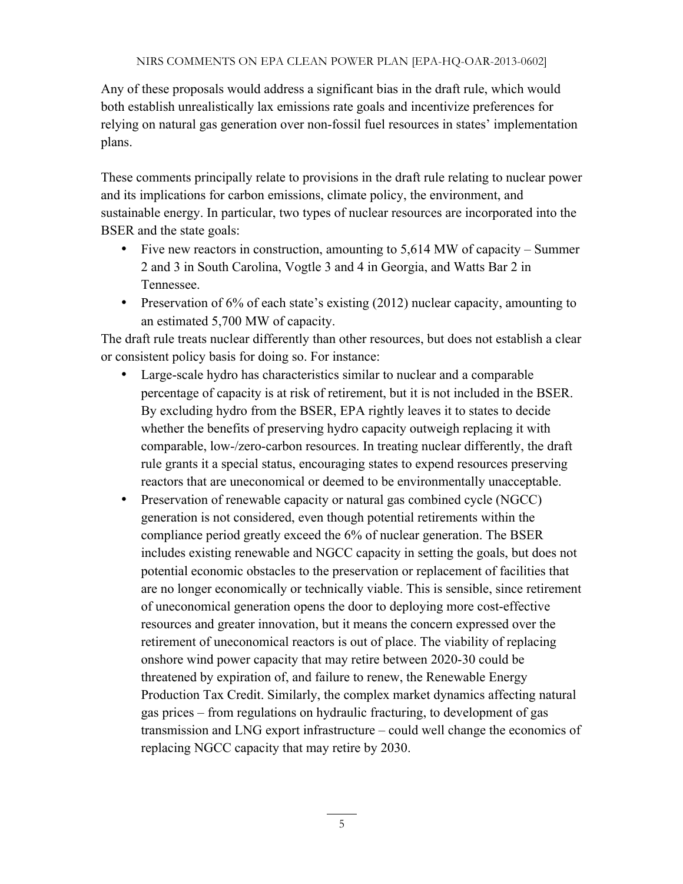Any of these proposals would address a significant bias in the draft rule, which would both establish unrealistically lax emissions rate goals and incentivize preferences for relying on natural gas generation over non-fossil fuel resources in states' implementation plans.

These comments principally relate to provisions in the draft rule relating to nuclear power and its implications for carbon emissions, climate policy, the environment, and sustainable energy. In particular, two types of nuclear resources are incorporated into the BSER and the state goals:

- Five new reactors in construction, amounting to 5,614 MW of capacity – Summer 2 and 3 in South Carolina, Vogtle 3 and 4 in Georgia, and Watts Bar 2 in Tennessee.
- Preservation of 6% of each state's existing (2012) nuclear capacity, amounting to an estimated 5,700 MW of capacity.

The draft rule treats nuclear differently than other resources, but does not establish a clear or consistent policy basis for doing so. For instance:

- Large-scale hydro has characteristics similar to nuclear and a comparable percentage of capacity is at risk of retirement, but it is not included in the BSER. By excluding hydro from the BSER, EPA rightly leaves it to states to decide whether the benefits of preserving hydro capacity outweigh replacing it with comparable, low-/zero-carbon resources. In treating nuclear differently, the draft rule grants it a special status, encouraging states to expend resources preserving reactors that are uneconomical or deemed to be environmentally unacceptable.
- Preservation of renewable capacity or natural gas combined cycle (NGCC) generation is not considered, even though potential retirements within the compliance period greatly exceed the 6% of nuclear generation. The BSER includes existing renewable and NGCC capacity in setting the goals, but does not potential economic obstacles to the preservation or replacement of facilities that are no longer economically or technically viable. This is sensible, since retirement of uneconomical generation opens the door to deploying more cost-effective resources and greater innovation, but it means the concern expressed over the retirement of uneconomical reactors is out of place. The viability of replacing onshore wind power capacity that may retire between 2020-30 could be threatened by expiration of, and failure to renew, the Renewable Energy Production Tax Credit. Similarly, the complex market dynamics affecting natural gas prices – from regulations on hydraulic fracturing, to development of gas transmission and LNG export infrastructure – could well change the economics of replacing NGCC capacity that may retire by 2030.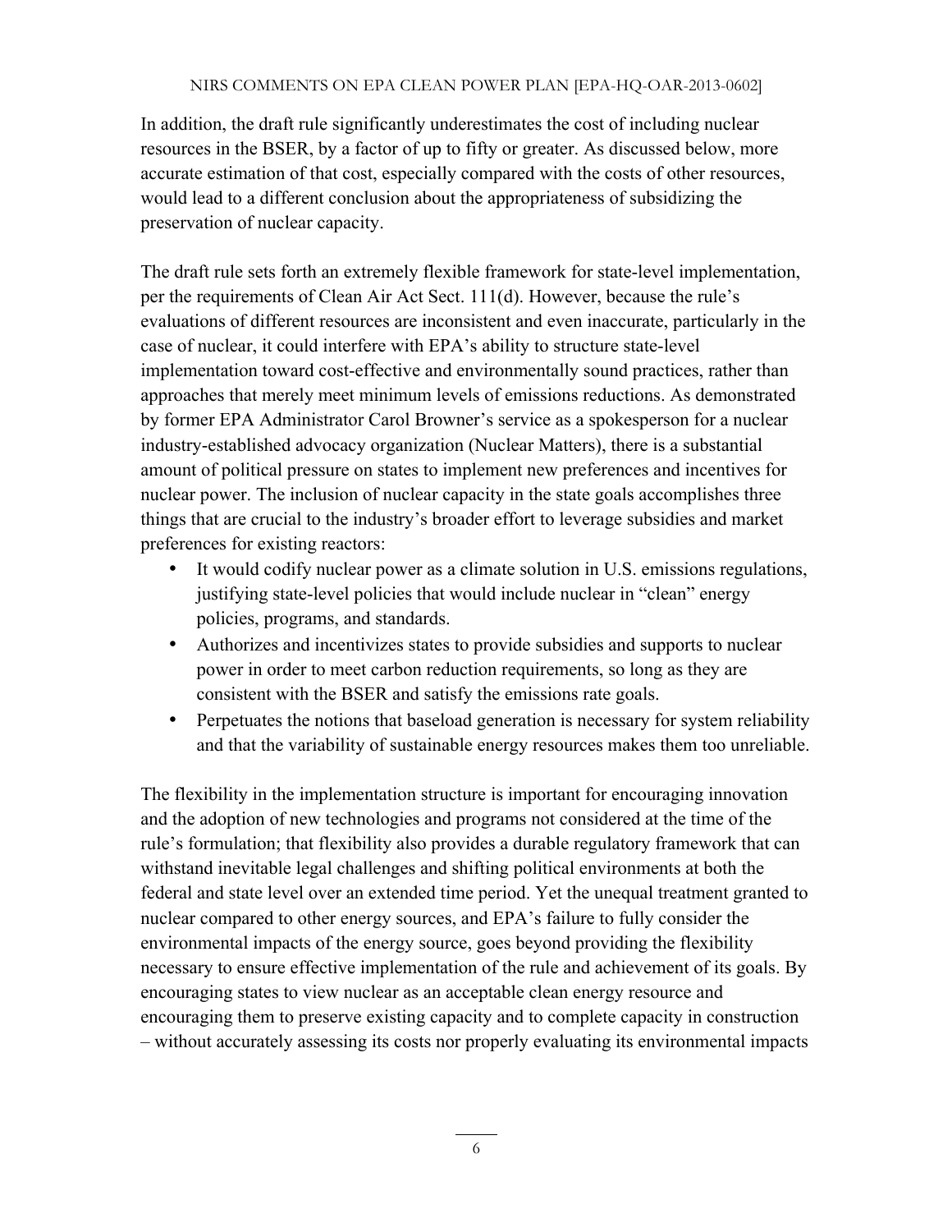In addition, the draft rule significantly underestimates the cost of including nuclear resources in the BSER, by a factor of up to fifty or greater. As discussed below, more accurate estimation of that cost, especially compared with the costs of other resources, would lead to a different conclusion about the appropriateness of subsidizing the preservation of nuclear capacity.

The draft rule sets forth an extremely flexible framework for state-level implementation, per the requirements of Clean Air Act Sect. 111(d). However, because the rule's evaluations of different resources are inconsistent and even inaccurate, particularly in the case of nuclear, it could interfere with EPA's ability to structure state-level implementation toward cost-effective and environmentally sound practices, rather than approaches that merely meet minimum levels of emissions reductions. As demonstrated by former EPA Administrator Carol Browner's service as a spokesperson for a nuclear industry-established advocacy organization (Nuclear Matters), there is a substantial amount of political pressure on states to implement new preferences and incentives for nuclear power. The inclusion of nuclear capacity in the state goals accomplishes three things that are crucial to the industry's broader effort to leverage subsidies and market preferences for existing reactors:

- It would codify nuclear power as a climate solution in U.S. emissions regulations, justifying state-level policies that would include nuclear in "clean" energy policies, programs, and standards.
- Authorizes and incentivizes states to provide subsidies and supports to nuclear power in order to meet carbon reduction requirements, so long as they are consistent with the BSER and satisfy the emissions rate goals.
- Perpetuates the notions that baseload generation is necessary for system reliability and that the variability of sustainable energy resources makes them too unreliable.

The flexibility in the implementation structure is important for encouraging innovation and the adoption of new technologies and programs not considered at the time of the rule's formulation; that flexibility also provides a durable regulatory framework that can withstand inevitable legal challenges and shifting political environments at both the federal and state level over an extended time period. Yet the unequal treatment granted to nuclear compared to other energy sources, and EPA's failure to fully consider the environmental impacts of the energy source, goes beyond providing the flexibility necessary to ensure effective implementation of the rule and achievement of its goals. By encouraging states to view nuclear as an acceptable clean energy resource and encouraging them to preserve existing capacity and to complete capacity in construction – without accurately assessing its costs nor properly evaluating its environmental impacts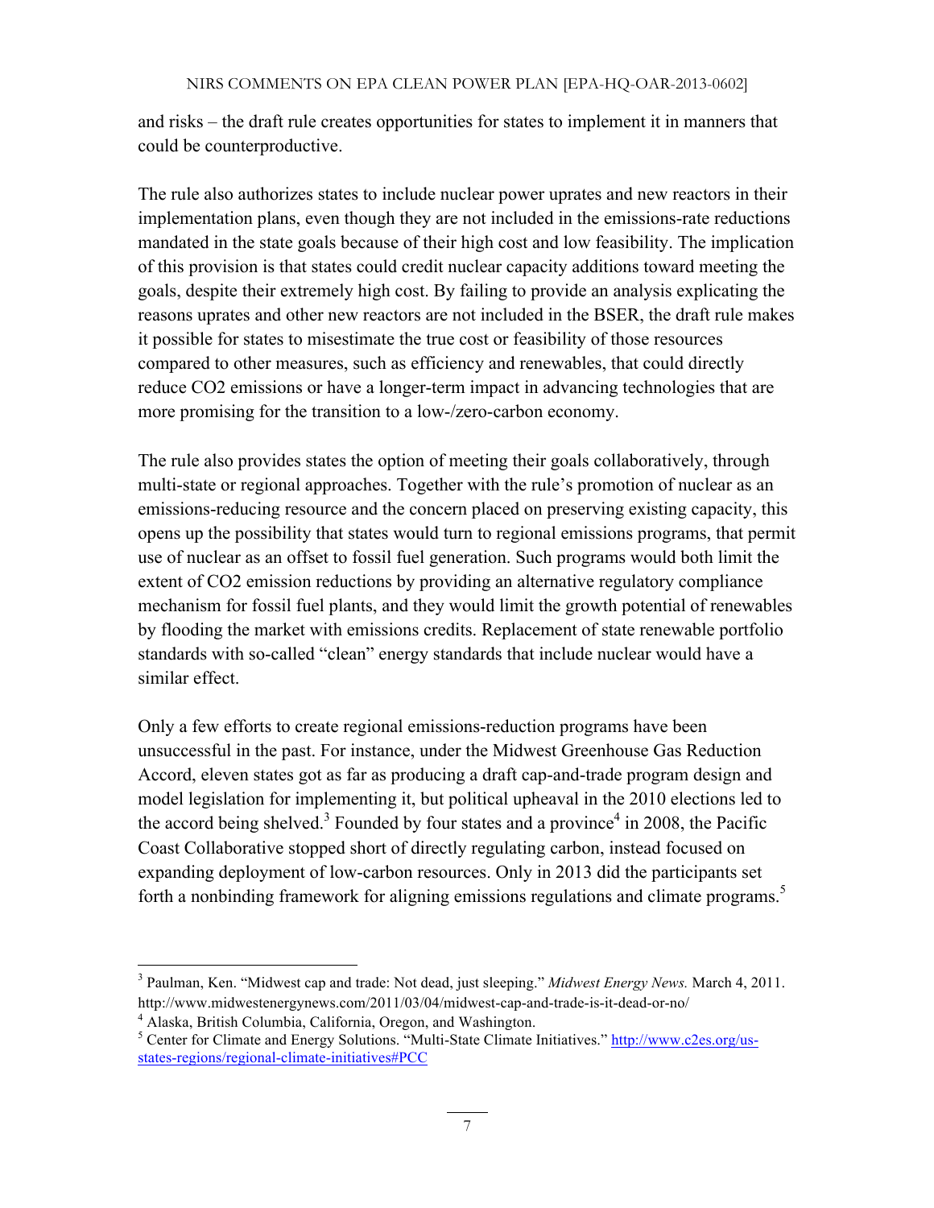and risks – the draft rule creates opportunities for states to implement it in manners that could be counterproductive.

The rule also authorizes states to include nuclear power uprates and new reactors in their implementation plans, even though they are not included in the emissions-rate reductions mandated in the state goals because of their high cost and low feasibility. The implication of this provision is that states could credit nuclear capacity additions toward meeting the goals, despite their extremely high cost. By failing to provide an analysis explicating the reasons uprates and other new reactors are not included in the BSER, the draft rule makes it possible for states to misestimate the true cost or feasibility of those resources compared to other measures, such as efficiency and renewables, that could directly reduce $CO_2$ emissions or have a longer-term impact in advancing technologies that are more promising for the transition to a low-/zero-carbon economy.

The rule also provides states the option of meeting their goals collaboratively, through multi-state or regional approaches. Together with the rule's promotion of nuclear as an emissions-reducing resource and the concern placed on preserving existing capacity, this opens up the possibility that states would turn to regional emissions programs, that permit use of nuclear as an offset to fossil fuel generation. Such programs would both limit the extent of $CO_2$ emission reductions by providing an alternative regulatory compliance mechanism for fossil fuel plants, and they would limit the growth potential of renewables by flooding the market with emissions credits. Replacement of state renewable portfolio standards with so-called "clean" energy standards that include nuclear would have a similar effect.

Only a few efforts to create regional emissions-reduction programs have been unsuccessful in the past. For instance, under the Midwest Greenhouse Gas Reduction Accord, eleven states got as far as producing a draft cap-and-trade program design and model legislation for implementing it, but political upheaval in the 2010 elections led to the accord being shelved.[3] Founded by four states and a province[4] in 2008, the Pacific Coast Collaborative stopped short of directly regulating carbon, instead focused on expanding deployment of low-carbon resources. Only in 2013 did the participants set forth a nonbinding framework for aligning emissions regulations and climate programs.[5]

---

[3] Paulman, Ken. "Midwest cap and trade: Not dead, just sleeping." *Midwest Energy News.* March 4, 2011. http://www.midwestenergynews.com/2011/03/04/midwest-cap-and-trade-is-it-dead-or-no/

[4] Alaska, British Columbia, California, Oregon, and Washington.

[5] Center for Climate and Energy Solutions. "Multi-State Climate Initiatives." http://www.c2es.org/us-states-regions/regional-climate-initiatives#PCC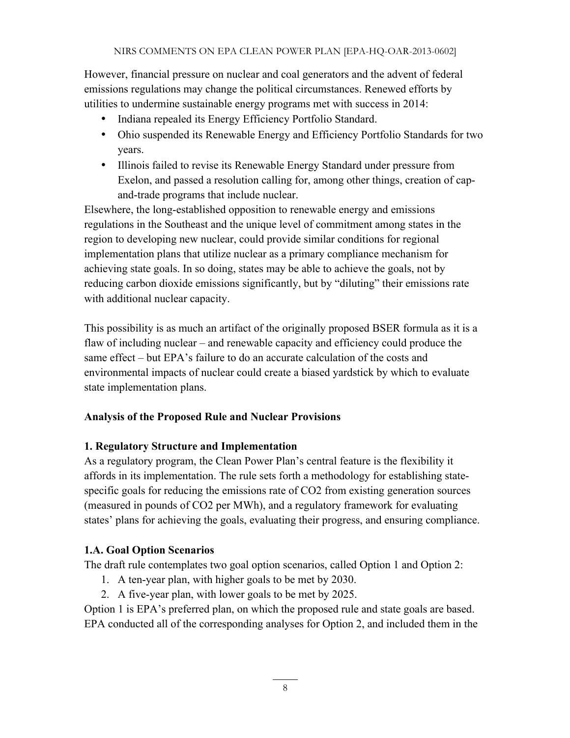However, financial pressure on nuclear and coal generators and the advent of federal emissions regulations may change the political circumstances. Renewed efforts by utilities to undermine sustainable energy programs met with success in 2014:

- Indiana repealed its Energy Efficiency Portfolio Standard.
- Ohio suspended its Renewable Energy and Efficiency Portfolio Standards for two years.
- Illinois failed to revise its Renewable Energy Standard under pressure from Exelon, and passed a resolution calling for, among other things, creation of cap-and-trade programs that include nuclear.

Elsewhere, the long-established opposition to renewable energy and emissions regulations in the Southeast and the unique level of commitment among states in the region to developing new nuclear, could provide similar conditions for regional implementation plans that utilize nuclear as a primary compliance mechanism for achieving state goals. In so doing, states may be able to achieve the goals, not by reducing carbon dioxide emissions significantly, but by "diluting" their emissions rate with additional nuclear capacity.

This possibility is as much an artifact of the originally proposed BSER formula as it is a flaw of including nuclear – and renewable capacity and efficiency could produce the same effect – but EPA's failure to do an accurate calculation of the costs and environmental impacts of nuclear could create a biased yardstick by which to evaluate state implementation plans.

## Analysis of the Proposed Rule and Nuclear Provisions

### 1. Regulatory Structure and Implementation

As a regulatory program, the Clean Power Plan's central feature is the flexibility it affords in its implementation. The rule sets forth a methodology for establishing state-specific goals for reducing the emissions rate of $CO_2$ from existing generation sources (measured in pounds of $CO_2$ per MWh), and a regulatory framework for evaluating states' plans for achieving the goals, evaluating their progress, and ensuring compliance.

### 1.A. Goal Option Scenarios

The draft rule contemplates two goal option scenarios, called Option 1 and Option 2:

1. A ten-year plan, with higher goals to be met by 2030.
2. A five-year plan, with lower goals to be met by 2025.

Option 1 is EPA's preferred plan, on which the proposed rule and state goals are based. EPA conducted all of the corresponding analyses for Option 2, and included them in the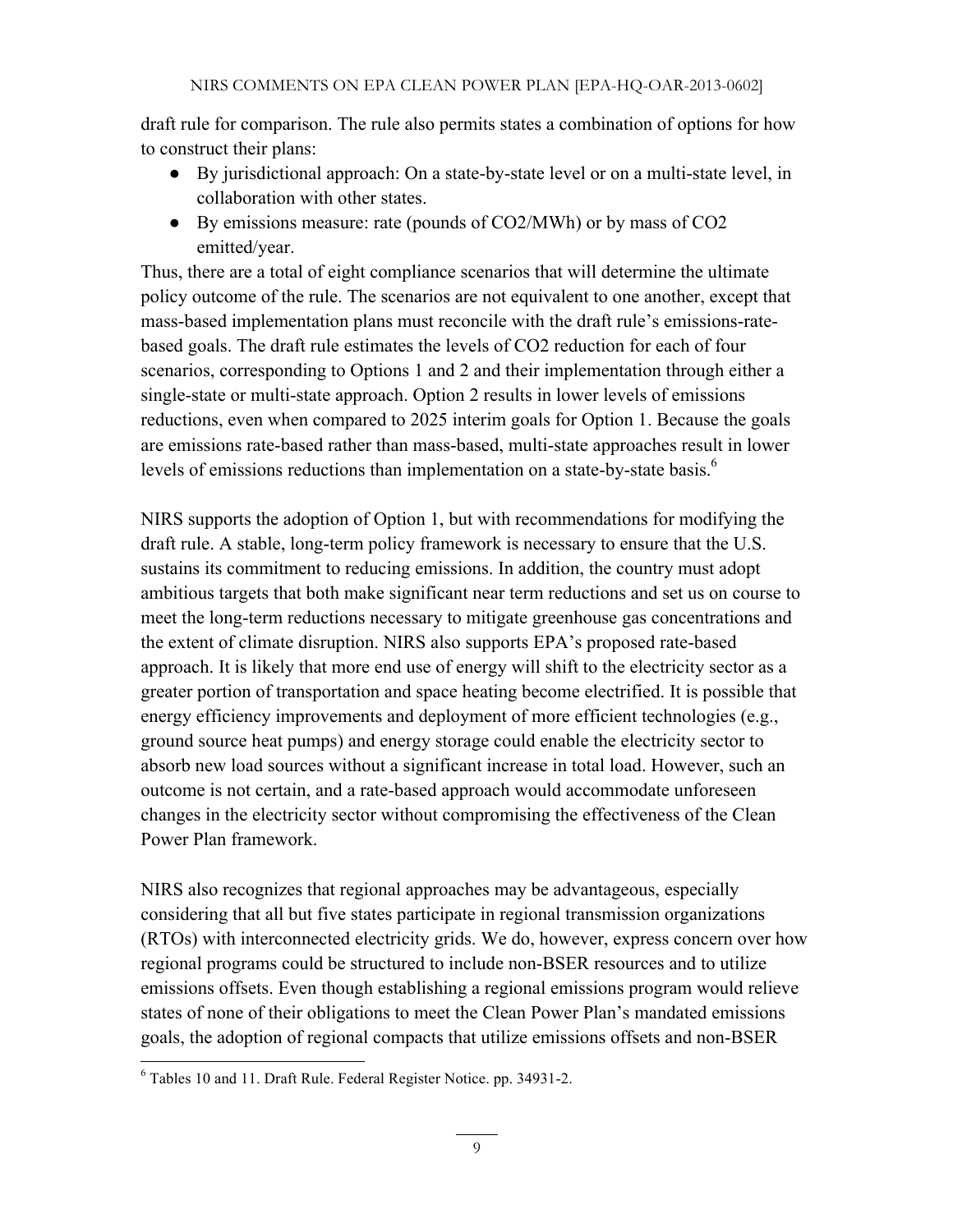draft rule for comparison. The rule also permits states a combination of options for how to construct their plans:

- By jurisdictional approach: On a state-by-state level or on a multi-state level, in collaboration with other states.
- By emissions measure: rate (pounds of $CO_2$/MWh) or by mass of $CO_2$ emitted/year.

Thus, there are a total of eight compliance scenarios that will determine the ultimate policy outcome of the rule. The scenarios are not equivalent to one another, except that mass-based implementation plans must reconcile with the draft rule's emissions-rate-based goals. The draft rule estimates the levels of $CO_2$ reduction for each of four scenarios, corresponding to Options 1 and 2 and their implementation through either a single-state or multi-state approach. Option 2 results in lower levels of emissions reductions, even when compared to 2025 interim goals for Option 1. Because the goals are emissions rate-based rather than mass-based, multi-state approaches result in lower levels of emissions reductions than implementation on a state-by-state basis.[6]

NIRS supports the adoption of Option 1, but with recommendations for modifying the draft rule. A stable, long-term policy framework is necessary to ensure that the U.S. sustains its commitment to reducing emissions. In addition, the country must adopt ambitious targets that both make significant near term reductions and set us on course to meet the long-term reductions necessary to mitigate greenhouse gas concentrations and the extent of climate disruption. NIRS also supports EPA's proposed rate-based approach. It is likely that more end use of energy will shift to the electricity sector as a greater portion of transportation and space heating become electrified. It is possible that energy efficiency improvements and deployment of more efficient technologies (e.g., ground source heat pumps) and energy storage could enable the electricity sector to absorb new load sources without a significant increase in total load. However, such an outcome is not certain, and a rate-based approach would accommodate unforeseen changes in the electricity sector without compromising the effectiveness of the Clean Power Plan framework.

NIRS also recognizes that regional approaches may be advantageous, especially considering that all but five states participate in regional transmission organizations (RTOs) with interconnected electricity grids. We do, however, express concern over how regional programs could be structured to include non-BSER resources and to utilize emissions offsets. Even though establishing a regional emissions program would relieve states of none of their obligations to meet the Clean Power Plan's mandated emissions goals, the adoption of regional compacts that utilize emissions offsets and non-BSER

[6] Tables 10 and 11. Draft Rule. Federal Register Notice. pp. 34931-2.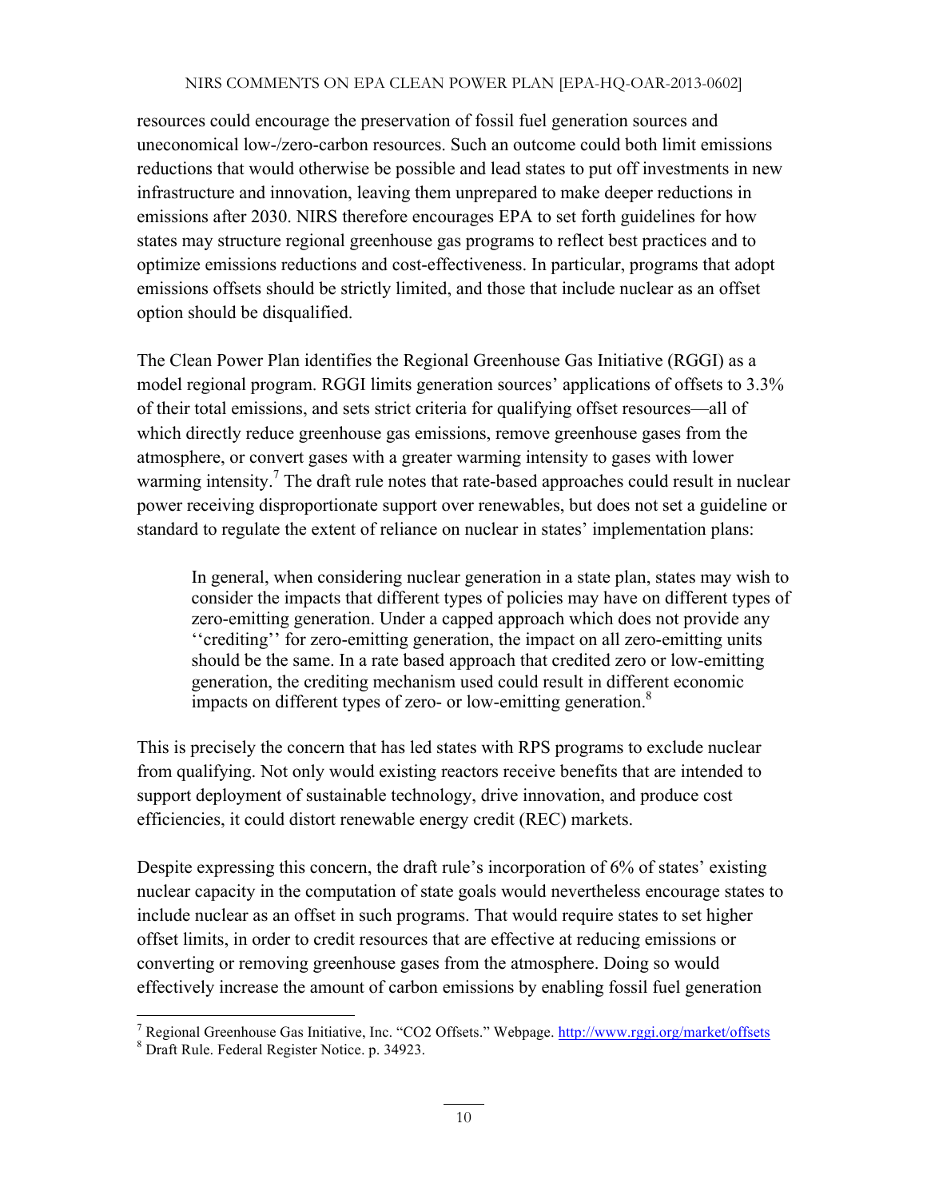resources could encourage the preservation of fossil fuel generation sources and uneconomical low-/zero-carbon resources. Such an outcome could both limit emissions reductions that would otherwise be possible and lead states to put off investments in new infrastructure and innovation, leaving them unprepared to make deeper reductions in emissions after 2030. NIRS therefore encourages EPA to set forth guidelines for how states may structure regional greenhouse gas programs to reflect best practices and to optimize emissions reductions and cost-effectiveness. In particular, programs that adopt emissions offsets should be strictly limited, and those that include nuclear as an offset option should be disqualified.

The Clean Power Plan identifies the Regional Greenhouse Gas Initiative (RGGI) as a model regional program. RGGI limits generation sources' applications of offsets to 3.3% of their total emissions, and sets strict criteria for qualifying offset resources—all of which directly reduce greenhouse gas emissions, remove greenhouse gases from the atmosphere, or convert gases with a greater warming intensity to gases with lower warming intensity.[7] The draft rule notes that rate-based approaches could result in nuclear power receiving disproportionate support over renewables, but does not set a guideline or standard to regulate the extent of reliance on nuclear in states' implementation plans:

> In general, when considering nuclear generation in a state plan, states may wish to consider the impacts that different types of policies may have on different types of zero-emitting generation. Under a capped approach which does not provide any ''crediting'' for zero-emitting generation, the impact on all zero-emitting units should be the same. In a rate based approach that credited zero or low-emitting generation, the crediting mechanism used could result in different economic impacts on different types of zero- or low-emitting generation.[8]

This is precisely the concern that has led states with RPS programs to exclude nuclear from qualifying. Not only would existing reactors receive benefits that are intended to support deployment of sustainable technology, drive innovation, and produce cost efficiencies, it could distort renewable energy credit (REC) markets.

Despite expressing this concern, the draft rule's incorporation of 6% of states' existing nuclear capacity in the computation of state goals would nevertheless encourage states to include nuclear as an offset in such programs. That would require states to set higher offset limits, in order to credit resources that are effective at reducing emissions or converting or removing greenhouse gases from the atmosphere. Doing so would effectively increase the amount of carbon emissions by enabling fossil fuel generation

---

[7] Regional Greenhouse Gas Initiative, Inc. "CO2 Offsets." Webpage. http://www.rggi.org/market/offsets

[8] Draft Rule. Federal Register Notice. p. 34923.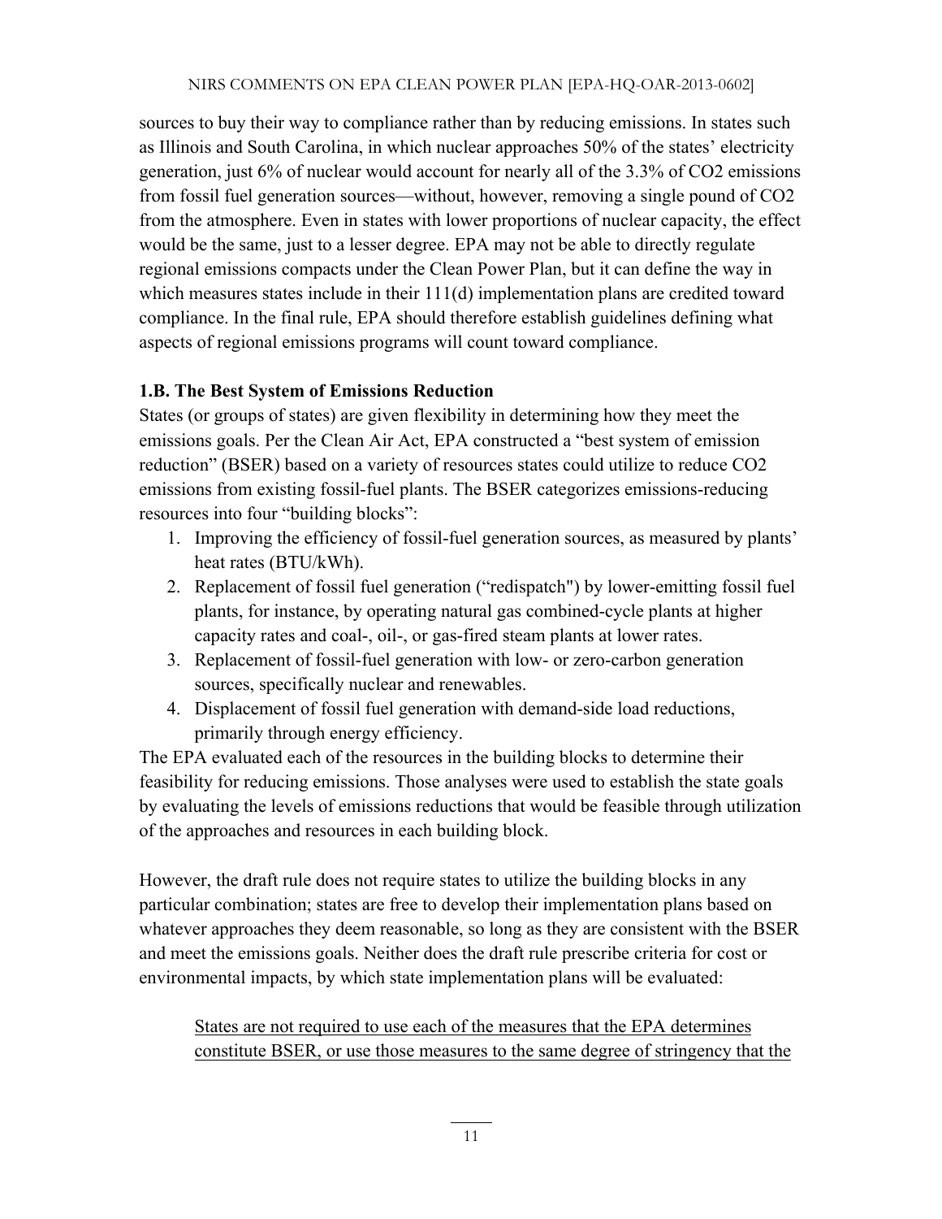sources to buy their way to compliance rather than by reducing emissions. In states such as Illinois and South Carolina, in which nuclear approaches 50% of the states' electricity generation, just 6% of nuclear would account for nearly all of the 3.3% of $CO_2$ emissions from fossil fuel generation sources—without, however, removing a single pound of $CO_2$ from the atmosphere. Even in states with lower proportions of nuclear capacity, the effect would be the same, just to a lesser degree. EPA may not be able to directly regulate regional emissions compacts under the Clean Power Plan, but it can define the way in which measures states include in their 111(d) implementation plans are credited toward compliance. In the final rule, EPA should therefore establish guidelines defining what aspects of regional emissions programs will count toward compliance.

### 1.B. The Best System of Emissions Reduction

States (or groups of states) are given flexibility in determining how they meet the emissions goals. Per the Clean Air Act, EPA constructed a "best system of emission reduction" (BSER) based on a variety of resources states could utilize to reduce $CO_2$ emissions from existing fossil-fuel plants. The BSER categorizes emissions-reducing resources into four "building blocks":

1. Improving the efficiency of fossil-fuel generation sources, as measured by plants' heat rates (BTU/kWh).
2. Replacement of fossil fuel generation ("redispatch") by lower-emitting fossil fuel plants, for instance, by operating natural gas combined-cycle plants at higher capacity rates and coal-, oil-, or gas-fired steam plants at lower rates.
3. Replacement of fossil-fuel generation with low- or zero-carbon generation sources, specifically nuclear and renewables.
4. Displacement of fossil fuel generation with demand-side load reductions, primarily through energy efficiency.

The EPA evaluated each of the resources in the building blocks to determine their feasibility for reducing emissions. Those analyses were used to establish the state goals by evaluating the levels of emissions reductions that would be feasible through utilization of the approaches and resources in each building block.

However, the draft rule does not require states to utilize the building blocks in any particular combination; states are free to develop their implementation plans based on whatever approaches they deem reasonable, so long as they are consistent with the BSER and meet the emissions goals. Neither does the draft rule prescribe criteria for cost or environmental impacts, by which state implementation plans will be evaluated:

> <u>States are not required to use each of the measures that the EPA determines constitute BSER, or use those measures to the same degree of stringency that the</u>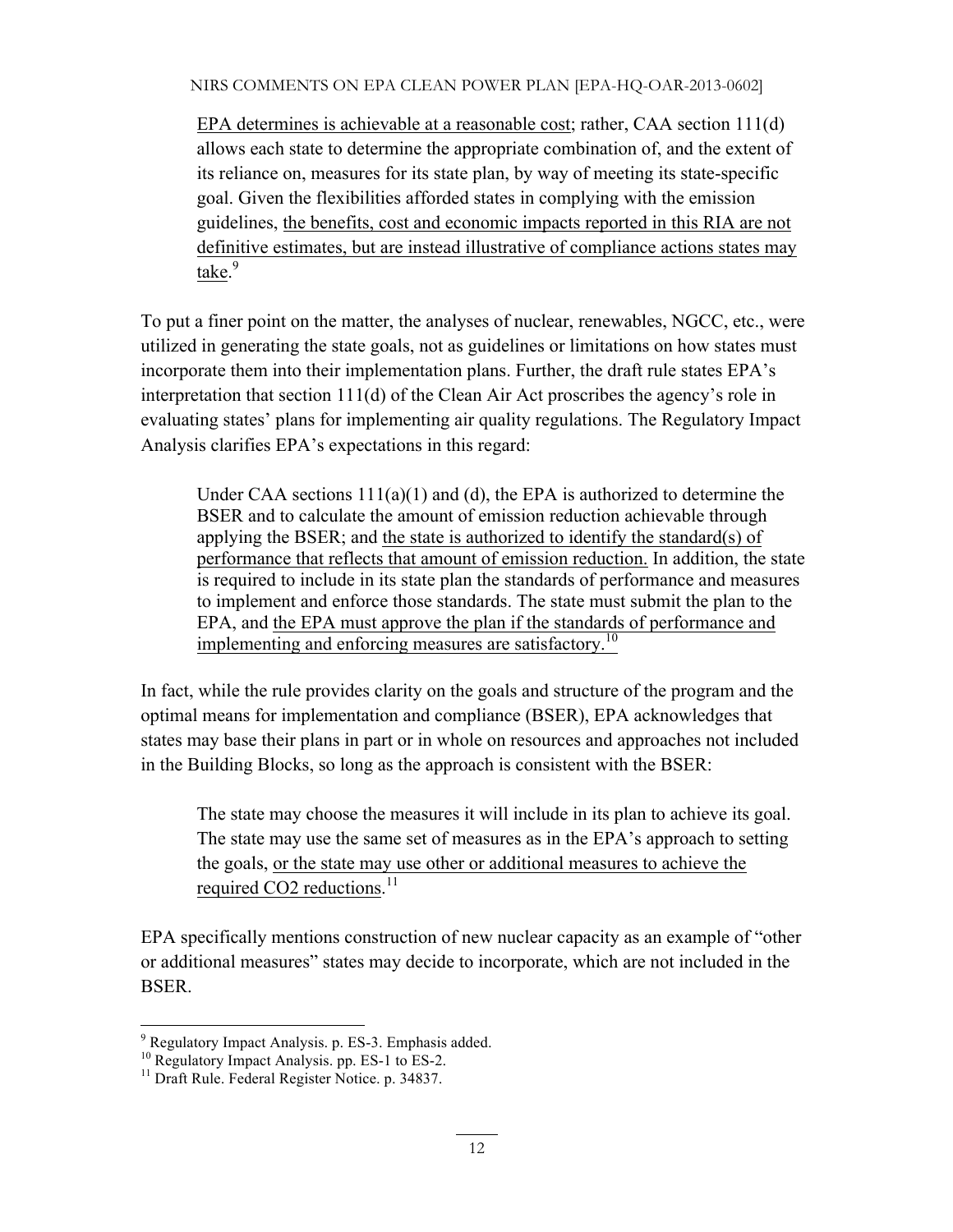> <u>EPA determines is achievable at a reasonable cost</u>; rather, CAA section 111(d) allows each state to determine the appropriate combination of, and the extent of its reliance on, measures for its state plan, by way of meeting its state-specific goal. Given the flexibilities afforded states in complying with the emission guidelines, <u>the benefits, cost and economic impacts reported in this RIA are not definitive estimates, but are instead illustrative of compliance actions states may take</u>.[9]

To put a finer point on the matter, the analyses of nuclear, renewables, NGCC, etc., were utilized in generating the state goals, not as guidelines or limitations on how states must incorporate them into their implementation plans. Further, the draft rule states EPA's interpretation that section 111(d) of the Clean Air Act proscribes the agency's role in evaluating states' plans for implementing air quality regulations. The Regulatory Impact Analysis clarifies EPA's expectations in this regard:

> Under CAA sections 111(a)(1) and (d), the EPA is authorized to determine the BSER and to calculate the amount of emission reduction achievable through applying the BSER; and <u>the state is authorized to identify the standard(s) of performance that reflects that amount of emission reduction.</u> In addition, the state is required to include in its state plan the standards of performance and measures to implement and enforce those standards. The state must submit the plan to the EPA, and <u>the EPA must approve the plan if the standards of performance and implementing and enforcing measures are satisfactory.</u>[10]

In fact, while the rule provides clarity on the goals and structure of the program and the optimal means for implementation and compliance (BSER), EPA acknowledges that states may base their plans in part or in whole on resources and approaches not included in the Building Blocks, so long as the approach is consistent with the BSER:

> The state may choose the measures it will include in its plan to achieve its goal. The state may use the same set of measures as in the EPA's approach to setting the goals, <u>or the state may use other or additional measures to achieve the required CO2 reductions</u>.[11]

EPA specifically mentions construction of new nuclear capacity as an example of "other or additional measures" states may decide to incorporate, which are not included in the BSER.

---

[9] Regulatory Impact Analysis. p. ES-3. Emphasis added.

[10] Regulatory Impact Analysis. pp. ES-1 to ES-2.

[11] Draft Rule. Federal Register Notice. p. 34837.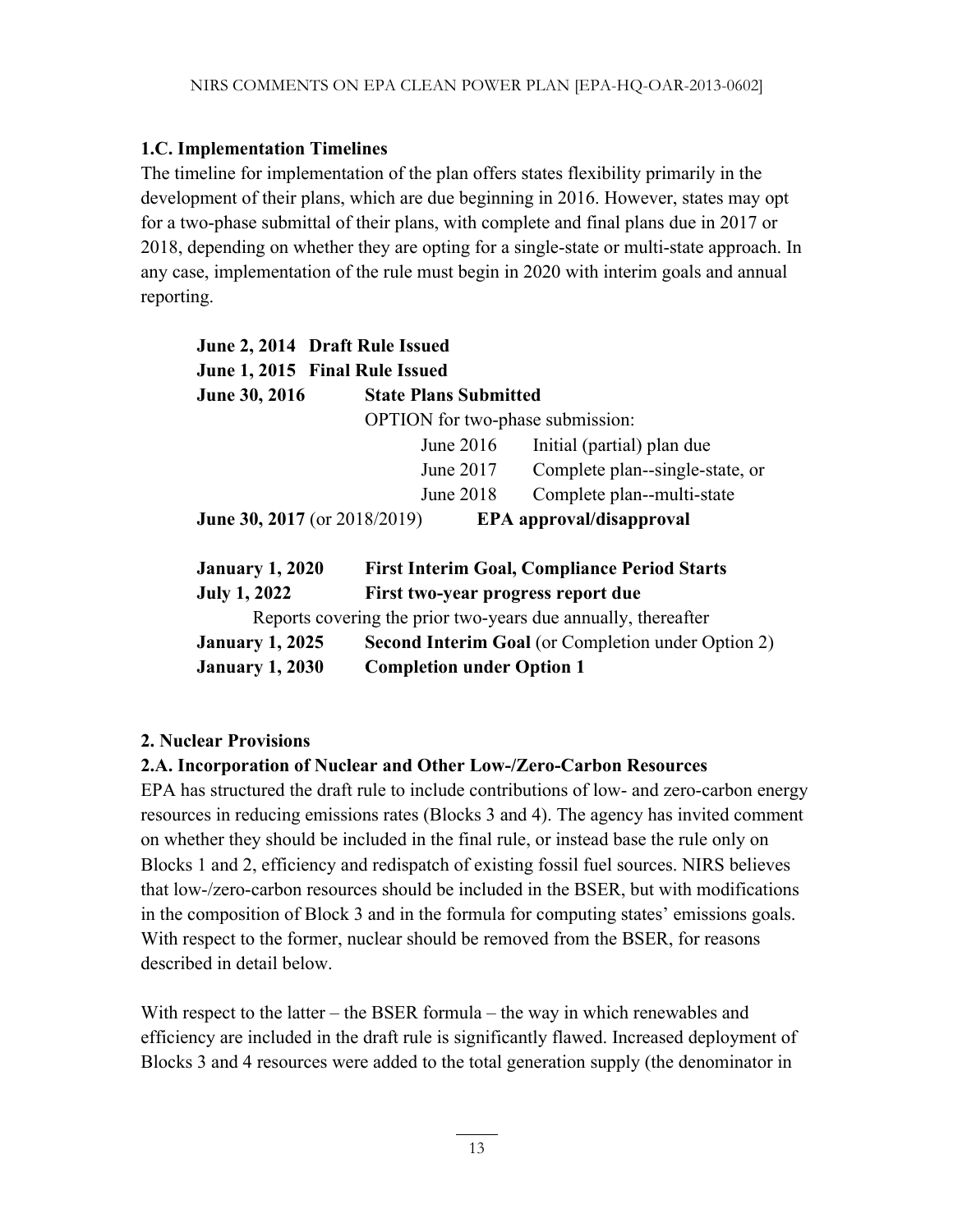### 1.C. Implementation Timelines

The timeline for implementation of the plan offers states flexibility primarily in the development of their plans, which are due beginning in 2016. However, states may opt for a two-phase submittal of their plans, with complete and final plans due in 2017 or 2018, depending on whether they are opting for a single-state or multi-state approach. In any case, implementation of the rule must begin in 2020 with interim goals and annual reporting.

**June 2, 2014 Draft Rule Issued**
**June 1, 2015 Final Rule Issued**
**June 30, 2016 State Plans Submitted**

OPTION for two-phase submission:

| | |
|---|---|
| June 2016 | Initial (partial) plan due |
| June 2017 | Complete plan--single-state, or |
| June 2018 | Complete plan--multi-state |

**June 30, 2017** (or 2018/2019) **EPA approval/disapproval**

**January 1, 2020 First Interim Goal, Compliance Period Starts**
**July 1, 2022 First two-year progress report due**
Reports covering the prior two-years due annually, thereafter
**January 1, 2025 Second Interim Goal** (or Completion under Option 2)
**January 1, 2030 Completion under Option 1**

### 2. Nuclear Provisions

### 2.A. Incorporation of Nuclear and Other Low-/Zero-Carbon Resources

EPA has structured the draft rule to include contributions of low- and zero-carbon energy resources in reducing emissions rates (Blocks 3 and 4). The agency has invited comment on whether they should be included in the final rule, or instead base the rule only on Blocks 1 and 2, efficiency and redispatch of existing fossil fuel sources. NIRS believes that low-/zero-carbon resources should be included in the BSER, but with modifications in the composition of Block 3 and in the formula for computing states' emissions goals. With respect to the former, nuclear should be removed from the BSER, for reasons described in detail below.

With respect to the latter – the BSER formula – the way in which renewables and efficiency are included in the draft rule is significantly flawed. Increased deployment of Blocks 3 and 4 resources were added to the total generation supply (the denominator in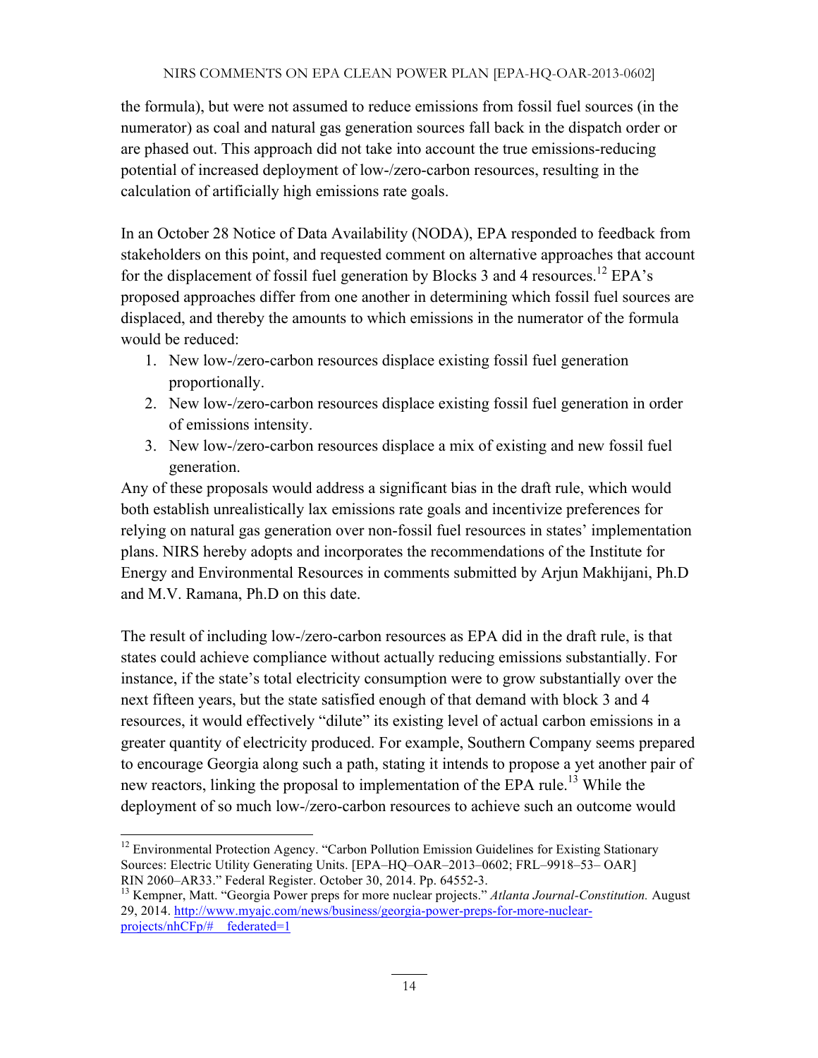the formula), but were not assumed to reduce emissions from fossil fuel sources (in the numerator) as coal and natural gas generation sources fall back in the dispatch order or are phased out. This approach did not take into account the true emissions-reducing potential of increased deployment of low-/zero-carbon resources, resulting in the calculation of artificially high emissions rate goals.

In an October 28 Notice of Data Availability (NODA), EPA responded to feedback from stakeholders on this point, and requested comment on alternative approaches that account for the displacement of fossil fuel generation by Blocks 3 and 4 resources.[12] EPA's proposed approaches differ from one another in determining which fossil fuel sources are displaced, and thereby the amounts to which emissions in the numerator of the formula would be reduced:

1. New low-/zero-carbon resources displace existing fossil fuel generation proportionally.
2. New low-/zero-carbon resources displace existing fossil fuel generation in order of emissions intensity.
3. New low-/zero-carbon resources displace a mix of existing and new fossil fuel generation.

Any of these proposals would address a significant bias in the draft rule, which would both establish unrealistically lax emissions rate goals and incentivize preferences for relying on natural gas generation over non-fossil fuel resources in states' implementation plans. NIRS hereby adopts and incorporates the recommendations of the Institute for Energy and Environmental Resources in comments submitted by Arjun Makhijani, Ph.D and M.V. Ramana, Ph.D on this date.

The result of including low-/zero-carbon resources as EPA did in the draft rule, is that states could achieve compliance without actually reducing emissions substantially. For instance, if the state's total electricity consumption were to grow substantially over the next fifteen years, but the state satisfied enough of that demand with block 3 and 4 resources, it would effectively "dilute" its existing level of actual carbon emissions in a greater quantity of electricity produced. For example, Southern Company seems prepared to encourage Georgia along such a path, stating it intends to propose a yet another pair of new reactors, linking the proposal to implementation of the EPA rule.[13] While the deployment of so much low-/zero-carbon resources to achieve such an outcome would

---

[12] Environmental Protection Agency. "Carbon Pollution Emission Guidelines for Existing Stationary Sources: Electric Utility Generating Units. [EPA–HQ–OAR–2013–0602; FRL–9918–53– OAR] RIN 2060–AR33." Federal Register. October 30, 2014. Pp. 64552-3.

[13] Kempner, Matt. "Georgia Power preps for more nuclear projects." *Atlanta Journal-Constitution.* August 29, 2014. http://www.myajc.com/news/business/georgia-power-preps-for-more-nuclear-projects/nhCFp/#__federated=1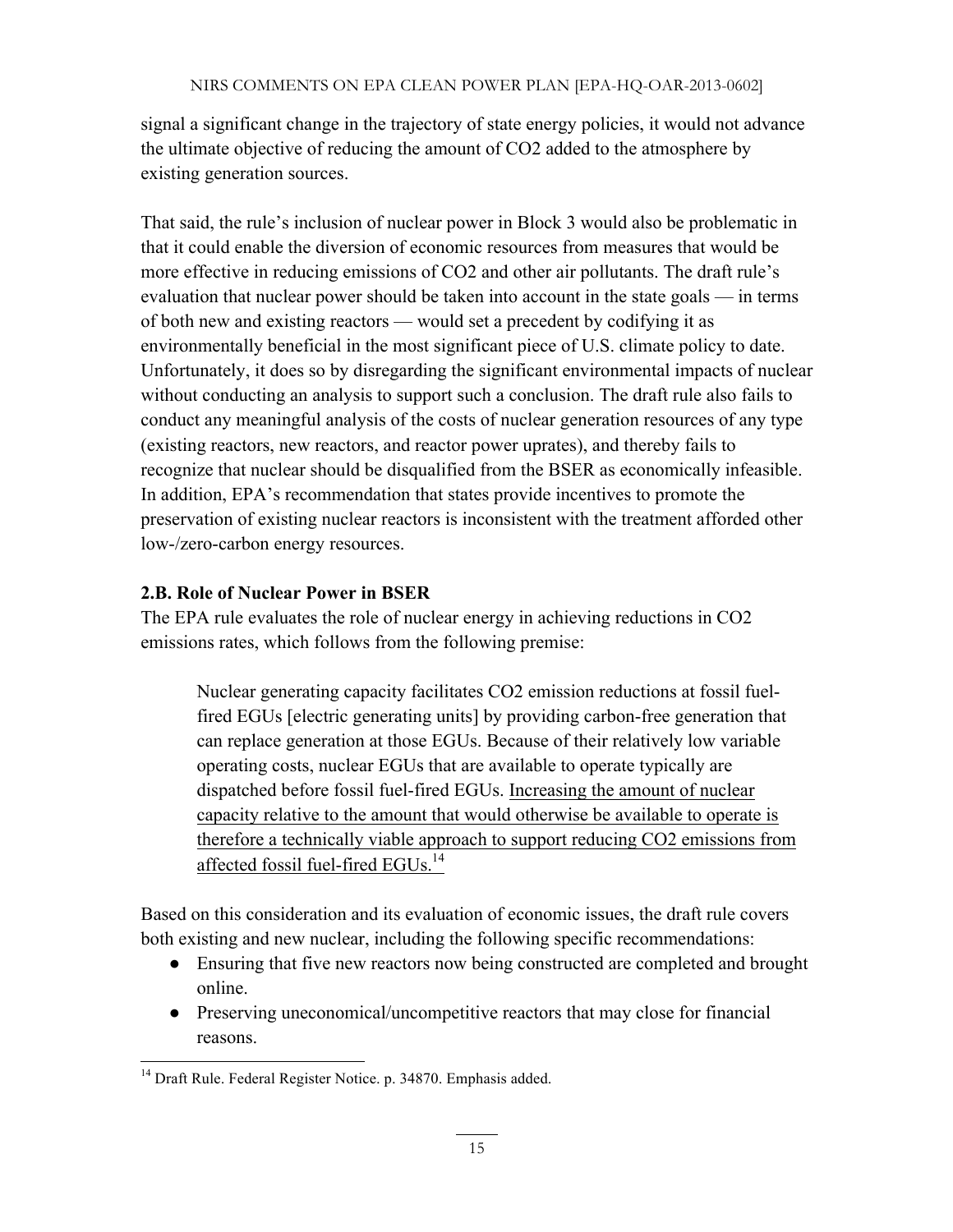signal a significant change in the trajectory of state energy policies, it would not advance the ultimate objective of reducing the amount of $CO_2$ added to the atmosphere by existing generation sources.

That said, the rule's inclusion of nuclear power in Block 3 would also be problematic in that it could enable the diversion of economic resources from measures that would be more effective in reducing emissions of $CO_2$ and other air pollutants. The draft rule's evaluation that nuclear power should be taken into account in the state goals — in terms of both new and existing reactors — would set a precedent by codifying it as environmentally beneficial in the most significant piece of U.S. climate policy to date. Unfortunately, it does so by disregarding the significant environmental impacts of nuclear without conducting an analysis to support such a conclusion. The draft rule also fails to conduct any meaningful analysis of the costs of nuclear generation resources of any type (existing reactors, new reactors, and reactor power uprates), and thereby fails to recognize that nuclear should be disqualified from the BSER as economically infeasible. In addition, EPA's recommendation that states provide incentives to promote the preservation of existing nuclear reactors is inconsistent with the treatment afforded other low-/zero-carbon energy resources.

**2.B. Role of Nuclear Power in BSER**

The EPA rule evaluates the role of nuclear energy in achieving reductions in $CO_2$ emissions rates, which follows from the following premise:

> Nuclear generating capacity facilitates $CO_2$ emission reductions at fossil fuel-fired EGUs [electric generating units] by providing carbon-free generation that can replace generation at those EGUs. Because of their relatively low variable operating costs, nuclear EGUs that are available to operate typically are dispatched before fossil fuel-fired EGUs. <u>Increasing the amount of nuclear capacity relative to the amount that would otherwise be available to operate is therefore a technically viable approach to support reducing $CO_2$ emissions from affected fossil fuel-fired EGUs.</u>[14]

Based on this consideration and its evaluation of economic issues, the draft rule covers both existing and new nuclear, including the following specific recommendations:

- Ensuring that five new reactors now being constructed are completed and brought online.
- Preserving uneconomical/uncompetitive reactors that may close for financial reasons.

[14] Draft Rule. Federal Register Notice. p. 34870. Emphasis added.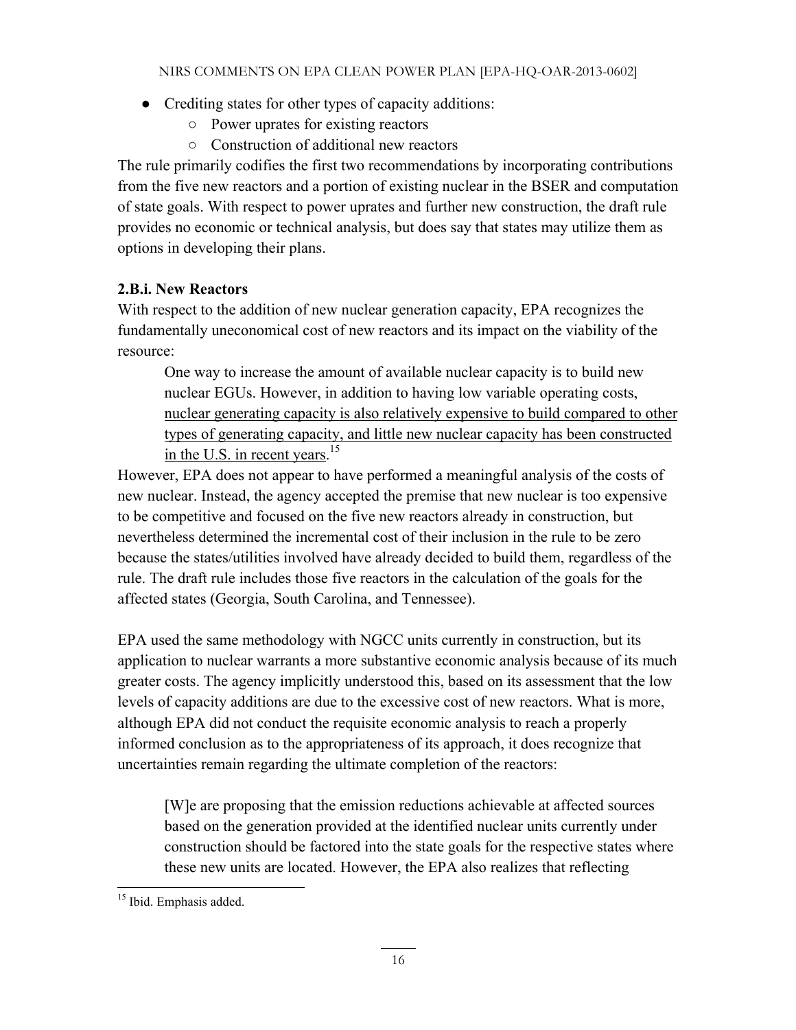- Crediting states for other types of capacity additions:
    - Power uprates for existing reactors
    - Construction of additional new reactors

The rule primarily codifies the first two recommendations by incorporating contributions from the five new reactors and a portion of existing nuclear in the BSER and computation of state goals. With respect to power uprates and further new construction, the draft rule provides no economic or technical analysis, but does say that states may utilize them as options in developing their plans.

### 2.B.i. New Reactors

With respect to the addition of new nuclear generation capacity, EPA recognizes the fundamentally uneconomical cost of new reactors and its impact on the viability of the resource:

> One way to increase the amount of available nuclear capacity is to build new nuclear EGUs. However, in addition to having low variable operating costs, <u>nuclear generating capacity is also relatively expensive to build compared to other types of generating capacity, and little new nuclear capacity has been constructed in the U.S. in recent years</u>.[15]

However, EPA does not appear to have performed a meaningful analysis of the costs of new nuclear. Instead, the agency accepted the premise that new nuclear is too expensive to be competitive and focused on the five new reactors already in construction, but nevertheless determined the incremental cost of their inclusion in the rule to be zero because the states/utilities involved have already decided to build them, regardless of the rule. The draft rule includes those five reactors in the calculation of the goals for the affected states (Georgia, South Carolina, and Tennessee).

EPA used the same methodology with NGCC units currently in construction, but its application to nuclear warrants a more substantive economic analysis because of its much greater costs. The agency implicitly understood this, based on its assessment that the low levels of capacity additions are due to the excessive cost of new reactors. What is more, although EPA did not conduct the requisite economic analysis to reach a properly informed conclusion as to the appropriateness of its approach, it does recognize that uncertainties remain regarding the ultimate completion of the reactors:

> [W]e are proposing that the emission reductions achievable at affected sources based on the generation provided at the identified nuclear units currently under construction should be factored into the state goals for the respective states where these new units are located. However, the EPA also realizes that reflecting

[15] Ibid. Emphasis added.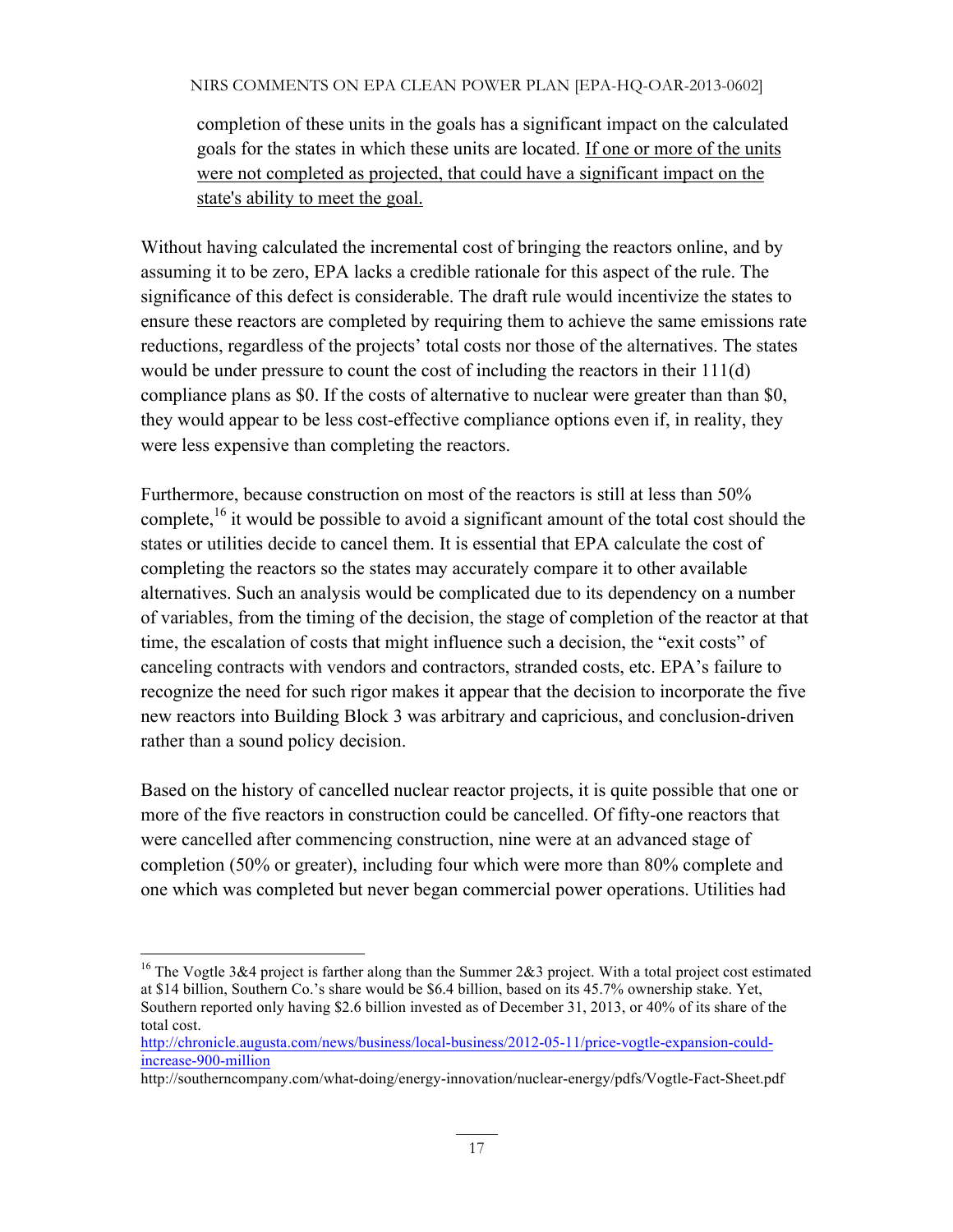completion of these units in the goals has a significant impact on the calculated goals for the states in which these units are located. <u>If one or more of the units were not completed as projected, that could have a significant impact on the state's ability to meet the goal.</u>

Without having calculated the incremental cost of bringing the reactors online, and by assuming it to be zero, EPA lacks a credible rationale for this aspect of the rule. The significance of this defect is considerable. The draft rule would incentivize the states to ensure these reactors are completed by requiring them to achieve the same emissions rate reductions, regardless of the projects' total costs nor those of the alternatives. The states would be under pressure to count the cost of including the reactors in their 111(d) compliance plans as $0. If the costs of alternative to nuclear were greater than than $0, they would appear to be less cost-effective compliance options even if, in reality, they were less expensive than completing the reactors.

Furthermore, because construction on most of the reactors is still at less than 50% complete,[16] it would be possible to avoid a significant amount of the total cost should the states or utilities decide to cancel them. It is essential that EPA calculate the cost of completing the reactors so the states may accurately compare it to other available alternatives. Such an analysis would be complicated due to its dependency on a number of variables, from the timing of the decision, the stage of completion of the reactor at that time, the escalation of costs that might influence such a decision, the "exit costs" of canceling contracts with vendors and contractors, stranded costs, etc. EPA's failure to recognize the need for such rigor makes it appear that the decision to incorporate the five new reactors into Building Block 3 was arbitrary and capricious, and conclusion-driven rather than a sound policy decision.

Based on the history of cancelled nuclear reactor projects, it is quite possible that one or more of the five reactors in construction could be cancelled. Of fifty-one reactors that were cancelled after commencing construction, nine were at an advanced stage of completion (50% or greater), including four which were more than 80% complete and one which was completed but never began commercial power operations. Utilities had

---

[16] The Vogtle 3&4 project is farther along than the Summer 2&3 project. With a total project cost estimated at $14 billion, Southern Co.'s share would be $6.4 billion, based on its 45.7% ownership stake. Yet, Southern reported only having $2.6 billion invested as of December 31, 2013, or 40% of its share of the total cost.
http://chronicle.augusta.com/news/business/local-business/2012-05-11/price-vogtle-expansion-could-increase-900-million
http://southerncompany.com/what-doing/energy-innovation/nuclear-energy/pdfs/Vogtle-Fact-Sheet.pdf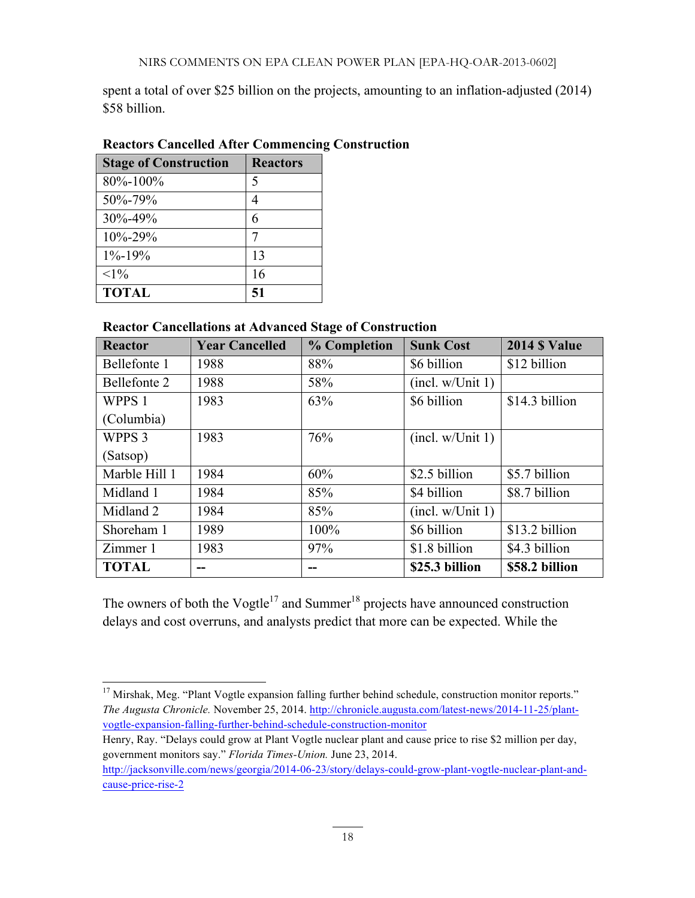spent a total of over $25 billion on the projects, amounting to an inflation-adjusted (2014) $58 billion.

**Reactors Cancelled After Commencing Construction**

| Stage of Construction | Reactors |
|---|---|
| 80%-100% | 5 |
| 50%-79% | 4 |
| 30%-49% | 6 |
| 10%-29% | 7 |
| 1%-19% | 13 |
| <1% | 16 |
| **TOTAL** | **51** |

**Reactor Cancellations at Advanced Stage of Construction**

| Reactor | Year Cancelled | % Completion | Sunk Cost | 2014 $ Value |
|---|---|---|---|---|
| Bellefonte 1 | 1988 | 88% | $6 billion | $12 billion |
| Bellefonte 2 | 1988 | 58% | (incl. w/Unit 1) | |
| WPPS 1 (Columbia) | 1983 | 63% | $6 billion | $14.3 billion |
| WPPS 3 (Satsop) | 1983 | 76% | (incl. w/Unit 1) | |
| Marble Hill 1 | 1984 | 60% | $2.5 billion | $5.7 billion |
| Midland 1 | 1984 | 85% | $4 billion | $8.7 billion |
| Midland 2 | 1984 | 85% | (incl. w/Unit 1) | |
| Shoreham 1 | 1989 | 100% | $6 billion | $13.2 billion |
| Zimmer 1 | 1983 | 97% | $1.8 billion | $4.3 billion |
| **TOTAL** | **--** | **--** | **$25.3 billion** | **$58.2 billion** |

The owners of both the Vogtle[17] and Summer[18] projects have announced construction delays and cost overruns, and analysts predict that more can be expected. While the

[17] Mirshak, Meg. "Plant Vogtle expansion falling further behind schedule, construction monitor reports." *The Augusta Chronicle.* November 25, 2014. http://chronicle.augusta.com/latest-news/2014-11-25/plant-vogtle-expansion-falling-further-behind-schedule-construction-monitor
Henry, Ray. "Delays could grow at Plant Vogtle nuclear plant and cause price to rise $2 million per day, government monitors say." *Florida Times-Union.* June 23, 2014. http://jacksonville.com/news/georgia/2014-06-23/story/delays-could-grow-plant-vogtle-nuclear-plant-and-cause-price-rise-2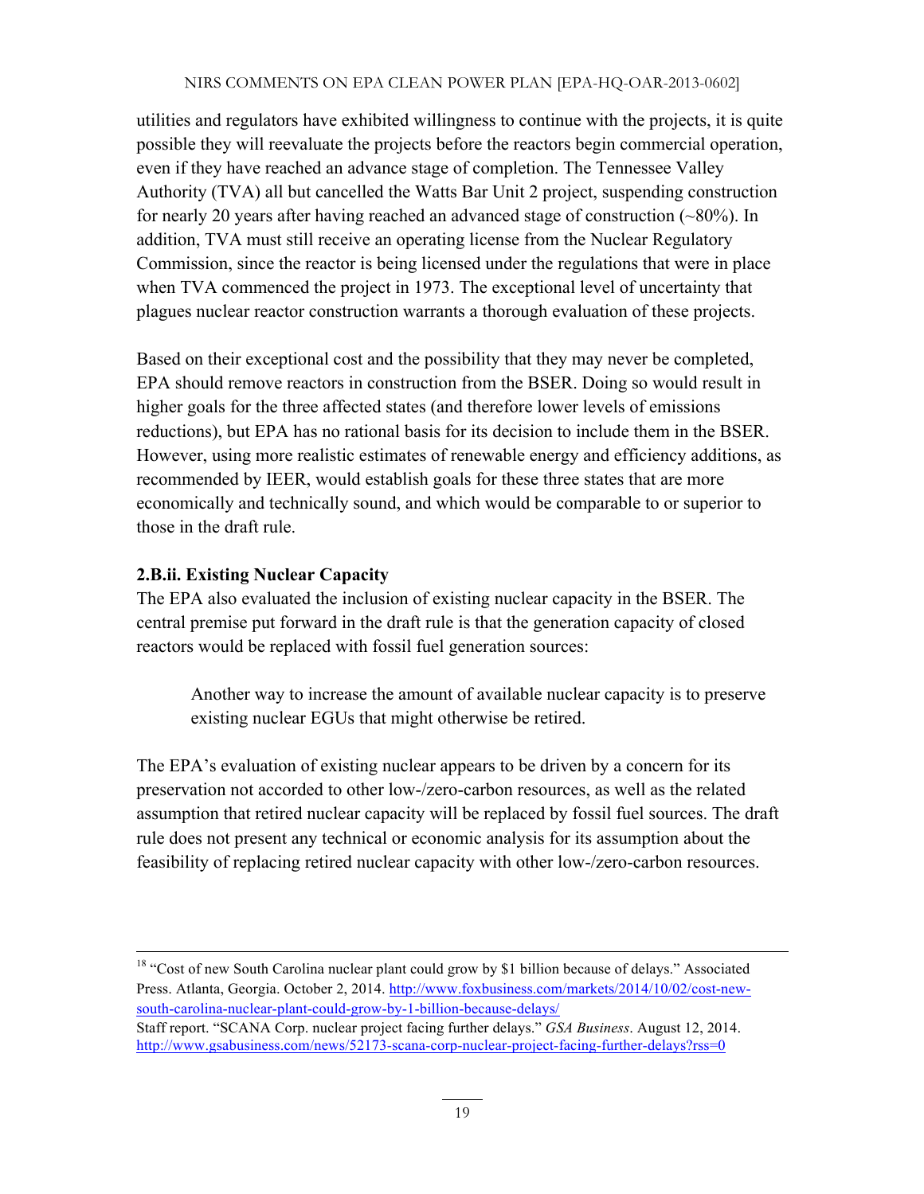utilities and regulators have exhibited willingness to continue with the projects, it is quite possible they will reevaluate the projects before the reactors begin commercial operation, even if they have reached an advance stage of completion. The Tennessee Valley Authority (TVA) all but cancelled the Watts Bar Unit 2 project, suspending construction for nearly 20 years after having reached an advanced stage of construction (~80%). In addition, TVA must still receive an operating license from the Nuclear Regulatory Commission, since the reactor is being licensed under the regulations that were in place when TVA commenced the project in 1973. The exceptional level of uncertainty that plagues nuclear reactor construction warrants a thorough evaluation of these projects.

Based on their exceptional cost and the possibility that they may never be completed, EPA should remove reactors in construction from the BSER. Doing so would result in higher goals for the three affected states (and therefore lower levels of emissions reductions), but EPA has no rational basis for its decision to include them in the BSER. However, using more realistic estimates of renewable energy and efficiency additions, as recommended by IEER, would establish goals for these three states that are more economically and technically sound, and which would be comparable to or superior to those in the draft rule.

### 2.B.ii. Existing Nuclear Capacity

The EPA also evaluated the inclusion of existing nuclear capacity in the BSER. The central premise put forward in the draft rule is that the generation capacity of closed reactors would be replaced with fossil fuel generation sources:

> Another way to increase the amount of available nuclear capacity is to preserve existing nuclear EGUs that might otherwise be retired.

The EPA's evaluation of existing nuclear appears to be driven by a concern for its preservation not accorded to other low-/zero-carbon resources, as well as the related assumption that retired nuclear capacity will be replaced by fossil fuel sources. The draft rule does not present any technical or economic analysis for its assumption about the feasibility of replacing retired nuclear capacity with other low-/zero-carbon resources.

---

[18] "Cost of new South Carolina nuclear plant could grow by $1 billion because of delays." Associated Press. Atlanta, Georgia. October 2, 2014. http://www.foxbusiness.com/markets/2014/10/02/cost-new-south-carolina-nuclear-plant-could-grow-by-1-billion-because-delays/
Staff report. "SCANA Corp. nuclear project facing further delays." *GSA Business*. August 12, 2014. http://www.gsabusiness.com/news/52173-scana-corp-nuclear-project-facing-further-delays?rss=0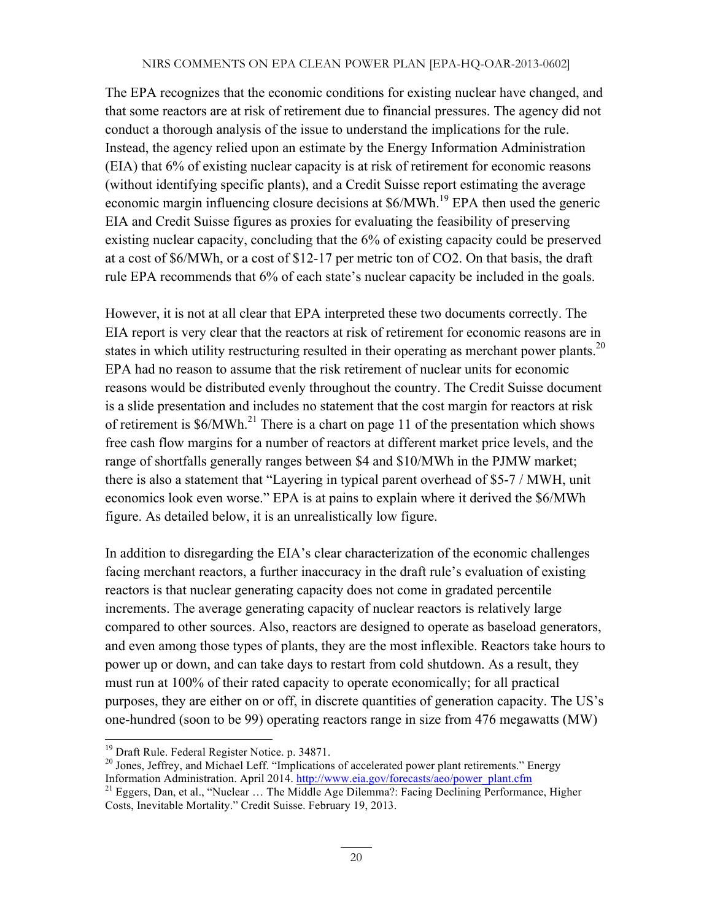The EPA recognizes that the economic conditions for existing nuclear have changed, and that some reactors are at risk of retirement due to financial pressures. The agency did not conduct a thorough analysis of the issue to understand the implications for the rule. Instead, the agency relied upon an estimate by the Energy Information Administration (EIA) that 6% of existing nuclear capacity is at risk of retirement for economic reasons (without identifying specific plants), and a Credit Suisse report estimating the average economic margin influencing closure decisions at \$6/MWh.[19] EPA then used the generic EIA and Credit Suisse figures as proxies for evaluating the feasibility of preserving existing nuclear capacity, concluding that the 6% of existing capacity could be preserved at a cost of \$6/MWh, or a cost of \$12-17 per metric ton of $CO_2$. On that basis, the draft rule EPA recommends that 6% of each state's nuclear capacity be included in the goals.

However, it is not at all clear that EPA interpreted these two documents correctly. The EIA report is very clear that the reactors at risk of retirement for economic reasons are in states in which utility restructuring resulted in their operating as merchant power plants.[20] EPA had no reason to assume that the risk retirement of nuclear units for economic reasons would be distributed evenly throughout the country. The Credit Suisse document is a slide presentation and includes no statement that the cost margin for reactors at risk of retirement is \$6/MWh.[21] There is a chart on page 11 of the presentation which shows free cash flow margins for a number of reactors at different market price levels, and the range of shortfalls generally ranges between \$4 and \$10/MWh in the PJMW market; there is also a statement that "Layering in typical parent overhead of \$5-7 / MWH, unit economics look even worse." EPA is at pains to explain where it derived the \$6/MWh figure. As detailed below, it is an unrealistically low figure.

In addition to disregarding the EIA's clear characterization of the economic challenges facing merchant reactors, a further inaccuracy in the draft rule's evaluation of existing reactors is that nuclear generating capacity does not come in gradated percentile increments. The average generating capacity of nuclear reactors is relatively large compared to other sources. Also, reactors are designed to operate as baseload generators, and even among those types of plants, they are the most inflexible. Reactors take hours to power up or down, and can take days to restart from cold shutdown. As a result, they must run at 100% of their rated capacity to operate economically; for all practical purposes, they are either on or off, in discrete quantities of generation capacity. The US's one-hundred (soon to be 99) operating reactors range in size from 476 megawatts (MW)

---

[19] Draft Rule. Federal Register Notice. p. 34871.

[20] Jones, Jeffrey, and Michael Leff. "Implications of accelerated power plant retirements." Energy Information Administration. April 2014. http://www.eia.gov/forecasts/aeo/power_plant.cfm

[21] Eggers, Dan, et al., "Nuclear … The Middle Age Dilemma?: Facing Declining Performance, Higher Costs, Inevitable Mortality." Credit Suisse. February 19, 2013.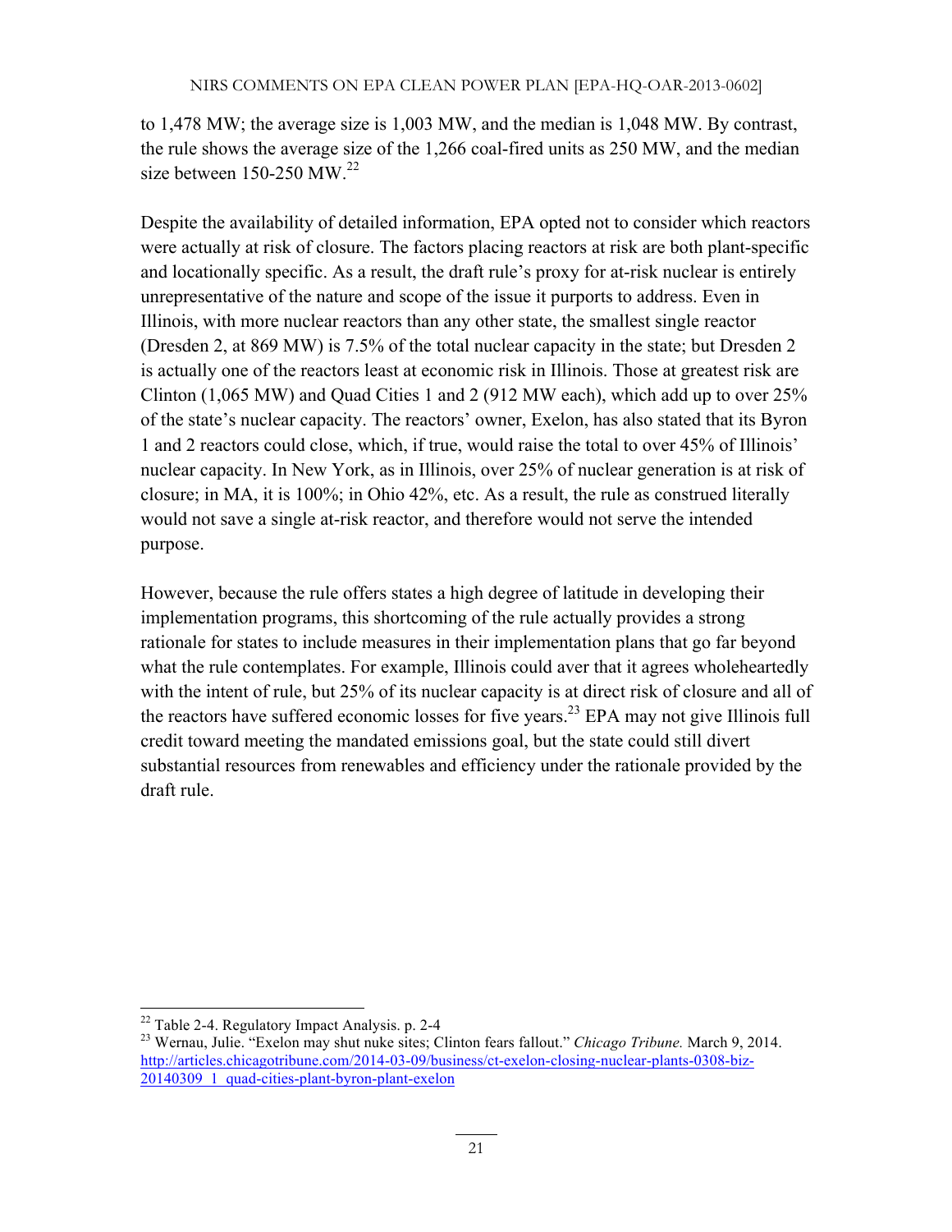to 1,478 MW; the average size is 1,003 MW, and the median is 1,048 MW. By contrast, the rule shows the average size of the 1,266 coal-fired units as 250 MW, and the median size between 150-250 MW.[22]

Despite the availability of detailed information, EPA opted not to consider which reactors were actually at risk of closure. The factors placing reactors at risk are both plant-specific and locationally specific. As a result, the draft rule's proxy for at-risk nuclear is entirely unrepresentative of the nature and scope of the issue it purports to address. Even in Illinois, with more nuclear reactors than any other state, the smallest single reactor (Dresden 2, at 869 MW) is 7.5% of the total nuclear capacity in the state; but Dresden 2 is actually one of the reactors least at economic risk in Illinois. Those at greatest risk are Clinton (1,065 MW) and Quad Cities 1 and 2 (912 MW each), which add up to over 25% of the state's nuclear capacity. The reactors' owner, Exelon, has also stated that its Byron 1 and 2 reactors could close, which, if true, would raise the total to over 45% of Illinois' nuclear capacity. In New York, as in Illinois, over 25% of nuclear generation is at risk of closure; in MA, it is 100%; in Ohio 42%, etc. As a result, the rule as construed literally would not save a single at-risk reactor, and therefore would not serve the intended purpose.

However, because the rule offers states a high degree of latitude in developing their implementation programs, this shortcoming of the rule actually provides a strong rationale for states to include measures in their implementation plans that go far beyond what the rule contemplates. For example, Illinois could aver that it agrees wholeheartedly with the intent of rule, but 25% of its nuclear capacity is at direct risk of closure and all of the reactors have suffered economic losses for five years.[23] EPA may not give Illinois full credit toward meeting the mandated emissions goal, but the state could still divert substantial resources from renewables and efficiency under the rationale provided by the draft rule.

---

[22] Table 2-4. Regulatory Impact Analysis. p. 2-4

[23] Wernau, Julie. "Exelon may shut nuke sites; Clinton fears fallout." *Chicago Tribune.* March 9, 2014. http://articles.chicagotribune.com/2014-03-09/business/ct-exelon-closing-nuclear-plants-0308-biz-20140309_1_quad-cities-plant-byron-plant-exelon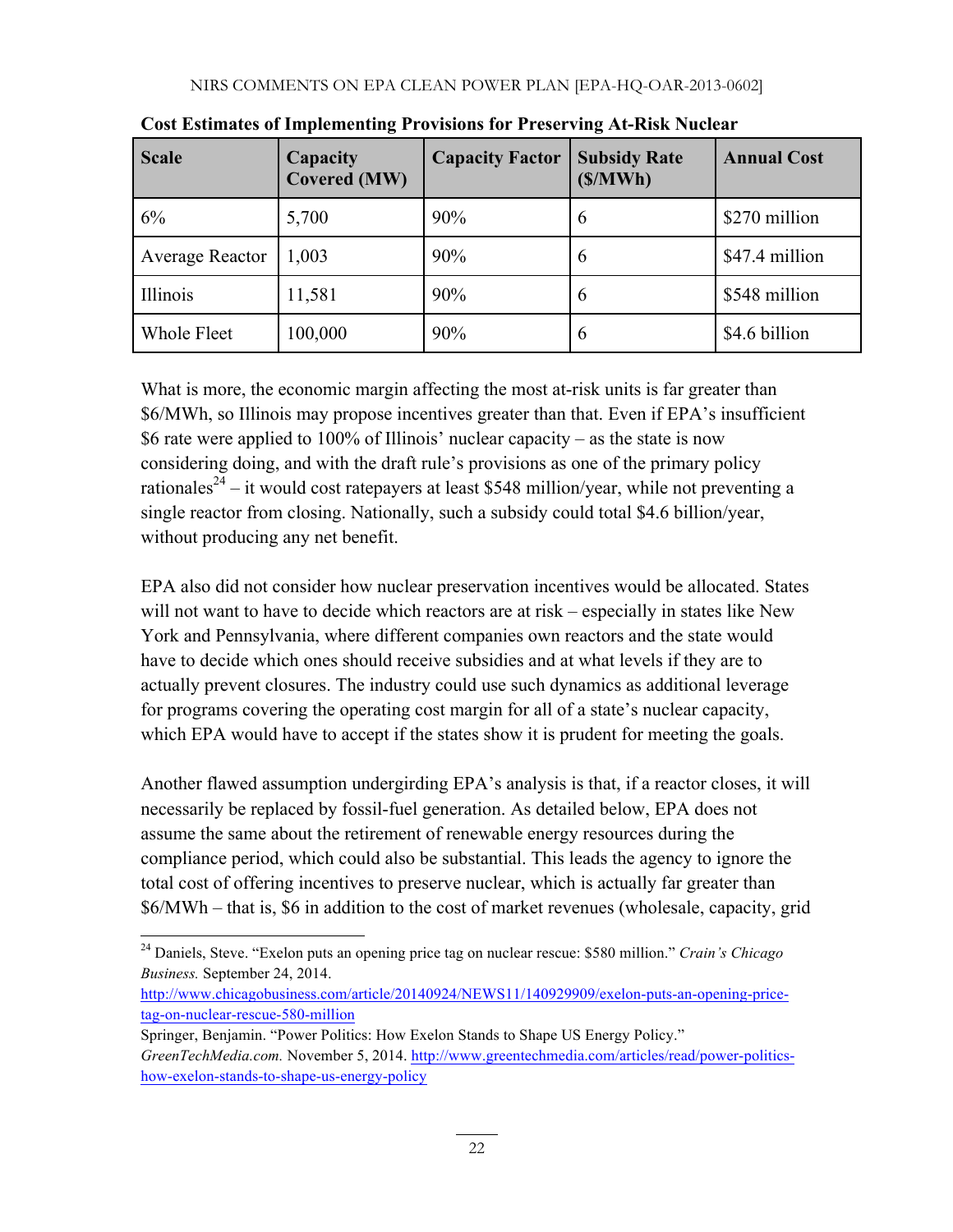**Cost Estimates of Implementing Provisions for Preserving At-Risk Nuclear**

| Scale | Capacity Covered (MW) | Capacity Factor | Subsidy Rate ($/MWh) | Annual Cost |
|---|---|---|---|---|
| 6% | 5,700 | 90% | 6 | $270 million |
| Average Reactor | 1,003 | 90% | 6 | $47.4 million |
| Illinois | 11,581 | 90% | 6 | $548 million |
| Whole Fleet | 100,000 | 90% | 6 | $4.6 billion |

What is more, the economic margin affecting the most at-risk units is far greater than $6/MWh, so Illinois may propose incentives greater than that. Even if EPA's insufficient $6 rate were applied to 100% of Illinois' nuclear capacity – as the state is now considering doing, and with the draft rule's provisions as one of the primary policy rationales[24] – it would cost ratepayers at least $548 million/year, while not preventing a single reactor from closing. Nationally, such a subsidy could total $4.6 billion/year, without producing any net benefit.

EPA also did not consider how nuclear preservation incentives would be allocated. States will not want to have to decide which reactors are at risk – especially in states like New York and Pennsylvania, where different companies own reactors and the state would have to decide which ones should receive subsidies and at what levels if they are to actually prevent closures. The industry could use such dynamics as additional leverage for programs covering the operating cost margin for all of a state's nuclear capacity, which EPA would have to accept if the states show it is prudent for meeting the goals.

Another flawed assumption undergirding EPA's analysis is that, if a reactor closes, it will necessarily be replaced by fossil-fuel generation. As detailed below, EPA does not assume the same about the retirement of renewable energy resources during the compliance period, which could also be substantial. This leads the agency to ignore the total cost of offering incentives to preserve nuclear, which is actually far greater than $6/MWh – that is, $6 in addition to the cost of market revenues (wholesale, capacity, grid

---

[24] Daniels, Steve. "Exelon puts an opening price tag on nuclear rescue: $580 million." *Crain's Chicago Business.* September 24, 2014. http://www.chicagobusiness.com/article/20140924/NEWS11/140929909/exelon-puts-an-opening-price-tag-on-nuclear-rescue-580-million

Springer, Benjamin. "Power Politics: How Exelon Stands to Shape US Energy Policy." *GreenTechMedia.com.* November 5, 2014. http://www.greentechmedia.com/articles/read/power-politics-how-exelon-stands-to-shape-us-energy-policy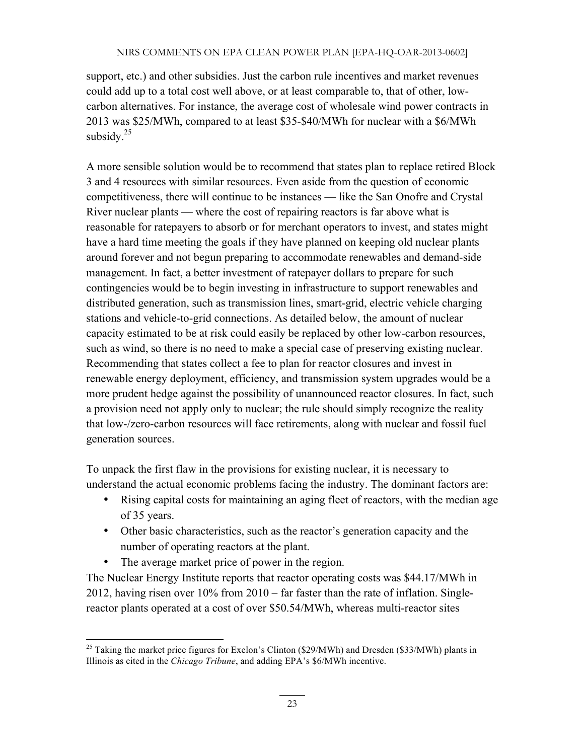support, etc.) and other subsidies. Just the carbon rule incentives and market revenues could add up to a total cost well above, or at least comparable to, that of other, low-carbon alternatives. For instance, the average cost of wholesale wind power contracts in 2013 was $25/MWh, compared to at least $35-$40/MWh for nuclear with a $6/MWh subsidy.[25]

A more sensible solution would be to recommend that states plan to replace retired Block 3 and 4 resources with similar resources. Even aside from the question of economic competitiveness, there will continue to be instances — like the San Onofre and Crystal River nuclear plants — where the cost of repairing reactors is far above what is reasonable for ratepayers to absorb or for merchant operators to invest, and states might have a hard time meeting the goals if they have planned on keeping old nuclear plants around forever and not begun preparing to accommodate renewables and demand-side management. In fact, a better investment of ratepayer dollars to prepare for such contingencies would be to begin investing in infrastructure to support renewables and distributed generation, such as transmission lines, smart-grid, electric vehicle charging stations and vehicle-to-grid connections. As detailed below, the amount of nuclear capacity estimated to be at risk could easily be replaced by other low-carbon resources, such as wind, so there is no need to make a special case of preserving existing nuclear. Recommending that states collect a fee to plan for reactor closures and invest in renewable energy deployment, efficiency, and transmission system upgrades would be a more prudent hedge against the possibility of unannounced reactor closures. In fact, such a provision need not apply only to nuclear; the rule should simply recognize the reality that low-/zero-carbon resources will face retirements, along with nuclear and fossil fuel generation sources.

To unpack the first flaw in the provisions for existing nuclear, it is necessary to understand the actual economic problems facing the industry. The dominant factors are:

- Rising capital costs for maintaining an aging fleet of reactors, with the median age of 35 years.
- Other basic characteristics, such as the reactor's generation capacity and the number of operating reactors at the plant.
- The average market price of power in the region.

The Nuclear Energy Institute reports that reactor operating costs was $44.17/MWh in 2012, having risen over 10% from 2010 – far faster than the rate of inflation. Single-reactor plants operated at a cost of over $50.54/MWh, whereas multi-reactor sites

---

[25] Taking the market price figures for Exelon's Clinton ($29/MWh) and Dresden ($33/MWh) plants in Illinois as cited in the *Chicago Tribune*, and adding EPA's $6/MWh incentive.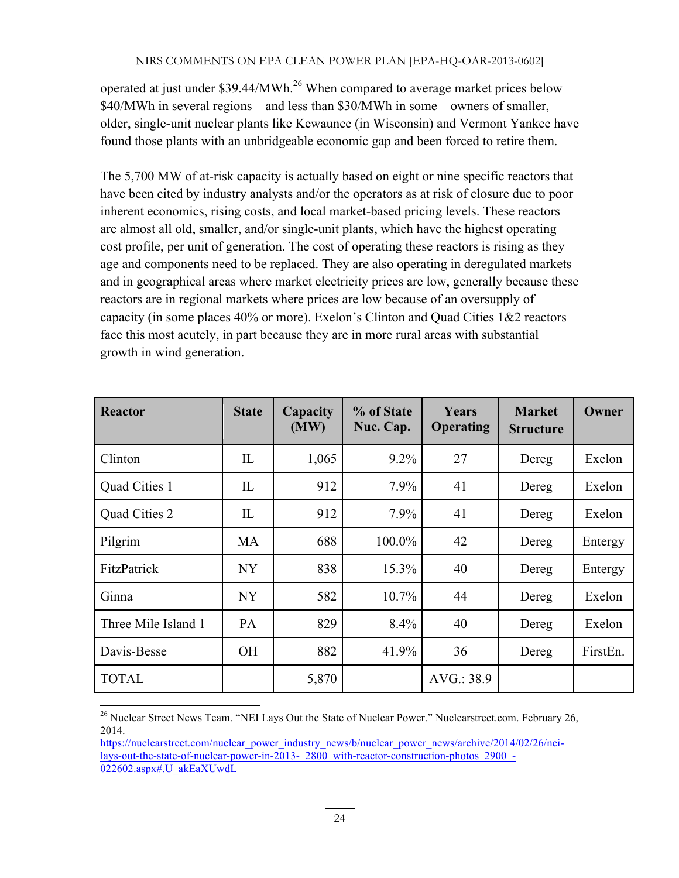operated at just under $39.44/MWh.[26] When compared to average market prices below $40/MWh in several regions – and less than $30/MWh in some – owners of smaller, older, single-unit nuclear plants like Kewaunee (in Wisconsin) and Vermont Yankee have found those plants with an unbridgeable economic gap and been forced to retire them.

The 5,700 MW of at-risk capacity is actually based on eight or nine specific reactors that have been cited by industry analysts and/or the operators as at risk of closure due to poor inherent economics, rising costs, and local market-based pricing levels. These reactors are almost all old, smaller, and/or single-unit plants, which have the highest operating cost profile, per unit of generation. The cost of operating these reactors is rising as they age and components need to be replaced. They are also operating in deregulated markets and in geographical areas where market electricity prices are low, generally because these reactors are in regional markets where prices are low because of an oversupply of capacity (in some places 40% or more). Exelon's Clinton and Quad Cities 1&2 reactors face this most acutely, in part because they are in more rural areas with substantial growth in wind generation.

| Reactor | State | Capacity (MW) | % of State Nuc. Cap. | Years Operating | Market Structure | Owner |
|---|---|---|---|---|---|---|
| Clinton | IL | 1,065 | 9.2% | 27 | Dereg | Exelon |
| Quad Cities 1 | IL | 912 | 7.9% | 41 | Dereg | Exelon |
| Quad Cities 2 | IL | 912 | 7.9% | 41 | Dereg | Exelon |
| Pilgrim | MA | 688 | 100.0% | 42 | Dereg | Entergy |
| FitzPatrick | NY | 838 | 15.3% | 40 | Dereg | Entergy |
| Ginna | NY | 582 | 10.7% | 44 | Dereg | Exelon |
| Three Mile Island 1 | PA | 829 | 8.4% | 40 | Dereg | Exelon |
| Davis-Besse | OH | 882 | 41.9% | 36 | Dereg | FirstEn. |
| TOTAL | | 5,870 | | AVG.: 38.9 | | |

[26] Nuclear Street News Team. "NEI Lays Out the State of Nuclear Power." Nuclearstreet.com. February 26, 2014. https://nuclearstreet.com/nuclear_power_industry_news/b/nuclear_power_news/archive/2014/02/26/nei-lays-out-the-state-of-nuclear-power-in-2013-_2800_with-reactor-construction-photos_2900_-022602.aspx#.U_akEaXUwdL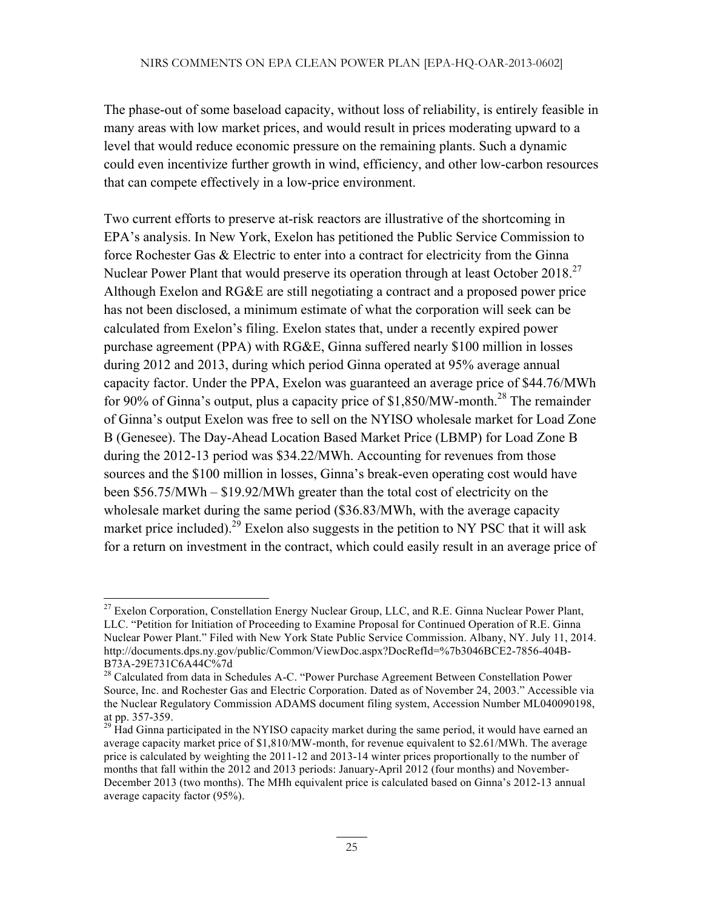The phase-out of some baseload capacity, without loss of reliability, is entirely feasible in many areas with low market prices, and would result in prices moderating upward to a level that would reduce economic pressure on the remaining plants. Such a dynamic could even incentivize further growth in wind, efficiency, and other low-carbon resources that can compete effectively in a low-price environment.

Two current efforts to preserve at-risk reactors are illustrative of the shortcoming in EPA's analysis. In New York, Exelon has petitioned the Public Service Commission to force Rochester Gas & Electric to enter into a contract for electricity from the Ginna Nuclear Power Plant that would preserve its operation through at least October 2018.[27] Although Exelon and RG&E are still negotiating a contract and a proposed power price has not been disclosed, a minimum estimate of what the corporation will seek can be calculated from Exelon's filing. Exelon states that, under a recently expired power purchase agreement (PPA) with RG&E, Ginna suffered nearly $100 million in losses during 2012 and 2013, during which period Ginna operated at 95% average annual capacity factor. Under the PPA, Exelon was guaranteed an average price of $44.76/MWh for 90% of Ginna's output, plus a capacity price of $1,850/MW-month.[28] The remainder of Ginna's output Exelon was free to sell on the NYISO wholesale market for Load Zone B (Genesee). The Day-Ahead Location Based Market Price (LBMP) for Load Zone B during the 2012-13 period was $34.22/MWh. Accounting for revenues from those sources and the $100 million in losses, Ginna's break-even operating cost would have been $56.75/MWh – $19.92/MWh greater than the total cost of electricity on the wholesale market during the same period ($36.83/MWh, with the average capacity market price included).[29] Exelon also suggests in the petition to NY PSC that it will ask for a return on investment in the contract, which could easily result in an average price of

---

[27] Exelon Corporation, Constellation Energy Nuclear Group, LLC, and R.E. Ginna Nuclear Power Plant, LLC. "Petition for Initiation of Proceeding to Examine Proposal for Continued Operation of R.E. Ginna Nuclear Power Plant." Filed with New York State Public Service Commission. Albany, NY. July 11, 2014. http://documents.dps.ny.gov/public/Common/ViewDoc.aspx?DocRefId=%7b3046BCE2-7856-404B-B73A-29E731C6A44C%7d

[28] Calculated from data in Schedules A-C. "Power Purchase Agreement Between Constellation Power Source, Inc. and Rochester Gas and Electric Corporation. Dated as of November 24, 2003." Accessible via the Nuclear Regulatory Commission ADAMS document filing system, Accession Number ML040090198, at pp. 357-359.

[29] Had Ginna participated in the NYISO capacity market during the same period, it would have earned an average capacity market price of $1,810/MW-month, for revenue equivalent to $2.61/MWh. The average price is calculated by weighting the 2011-12 and 2013-14 winter prices proportionally to the number of months that fall within the 2012 and 2013 periods: January-April 2012 (four months) and November-December 2013 (two months). The MHh equivalent price is calculated based on Ginna's 2012-13 annual average capacity factor (95%).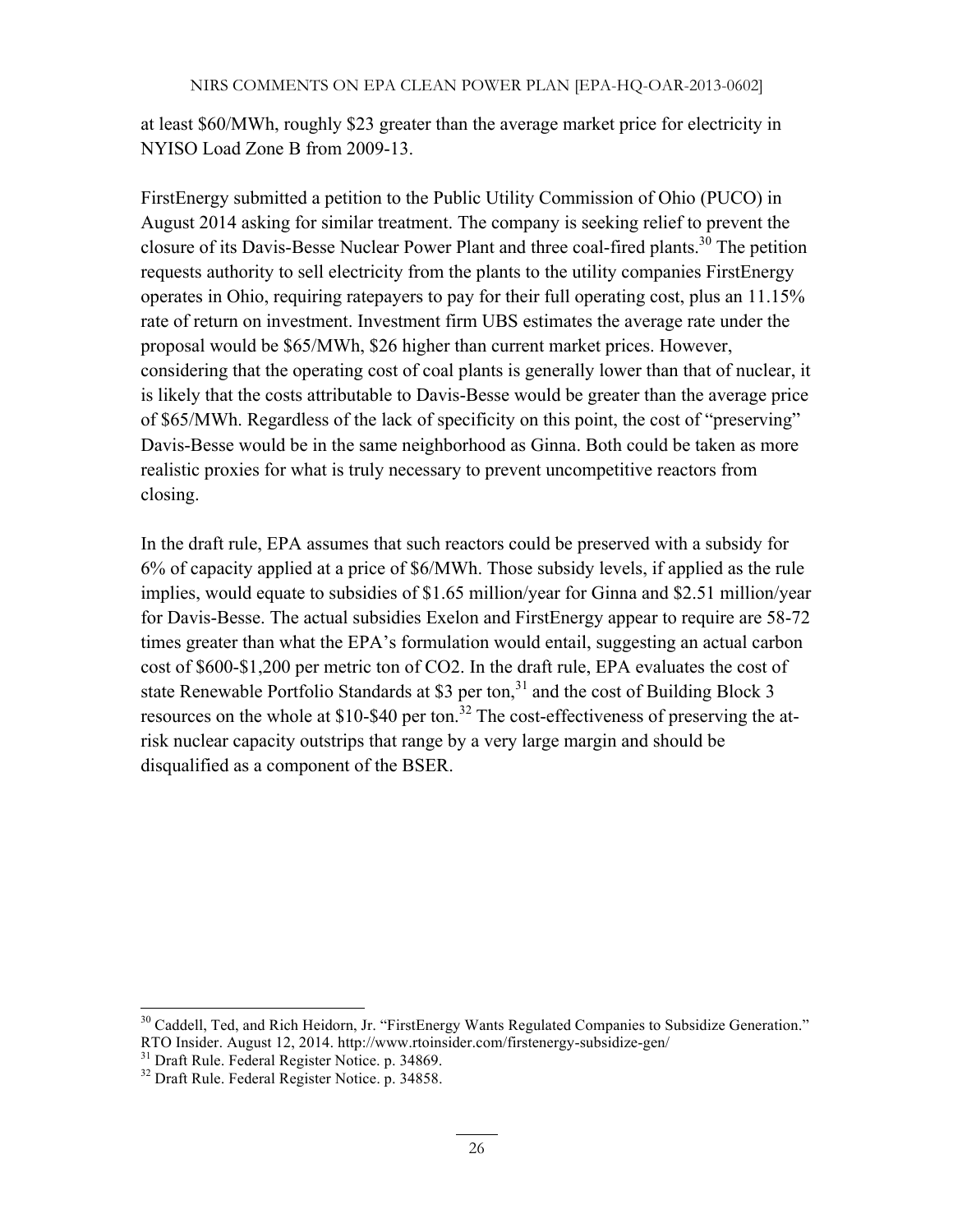at least \$60/MWh, roughly \$23 greater than the average market price for electricity in NYISO Load Zone B from 2009-13.

FirstEnergy submitted a petition to the Public Utility Commission of Ohio (PUCO) in August 2014 asking for similar treatment. The company is seeking relief to prevent the closure of its Davis-Besse Nuclear Power Plant and three coal-fired plants.[30] The petition requests authority to sell electricity from the plants to the utility companies FirstEnergy operates in Ohio, requiring ratepayers to pay for their full operating cost, plus an 11.15% rate of return on investment. Investment firm UBS estimates the average rate under the proposal would be \$65/MWh, \$26 higher than current market prices. However, considering that the operating cost of coal plants is generally lower than that of nuclear, it is likely that the costs attributable to Davis-Besse would be greater than the average price of \$65/MWh. Regardless of the lack of specificity on this point, the cost of "preserving" Davis-Besse would be in the same neighborhood as Ginna. Both could be taken as more realistic proxies for what is truly necessary to prevent uncompetitive reactors from closing.

In the draft rule, EPA assumes that such reactors could be preserved with a subsidy for 6% of capacity applied at a price of \$6/MWh. Those subsidy levels, if applied as the rule implies, would equate to subsidies of \$1.65 million/year for Ginna and \$2.51 million/year for Davis-Besse. The actual subsidies Exelon and FirstEnergy appear to require are 58-72 times greater than what the EPA's formulation would entail, suggesting an actual carbon cost of \$600-\$1,200 per metric ton of $CO_2$. In the draft rule, EPA evaluates the cost of state Renewable Portfolio Standards at \$3 per ton,[31] and the cost of Building Block 3 resources on the whole at \$10-\$40 per ton.[32] The cost-effectiveness of preserving the at-risk nuclear capacity outstrips that range by a very large margin and should be disqualified as a component of the BSER.

---

[30] Caddell, Ted, and Rich Heidorn, Jr. "FirstEnergy Wants Regulated Companies to Subsidize Generation." RTO Insider. August 12, 2014. http://www.rtoinsider.com/firstenergy-subsidize-gen/

[31] Draft Rule. Federal Register Notice. p. 34869.

[32] Draft Rule. Federal Register Notice. p. 34858.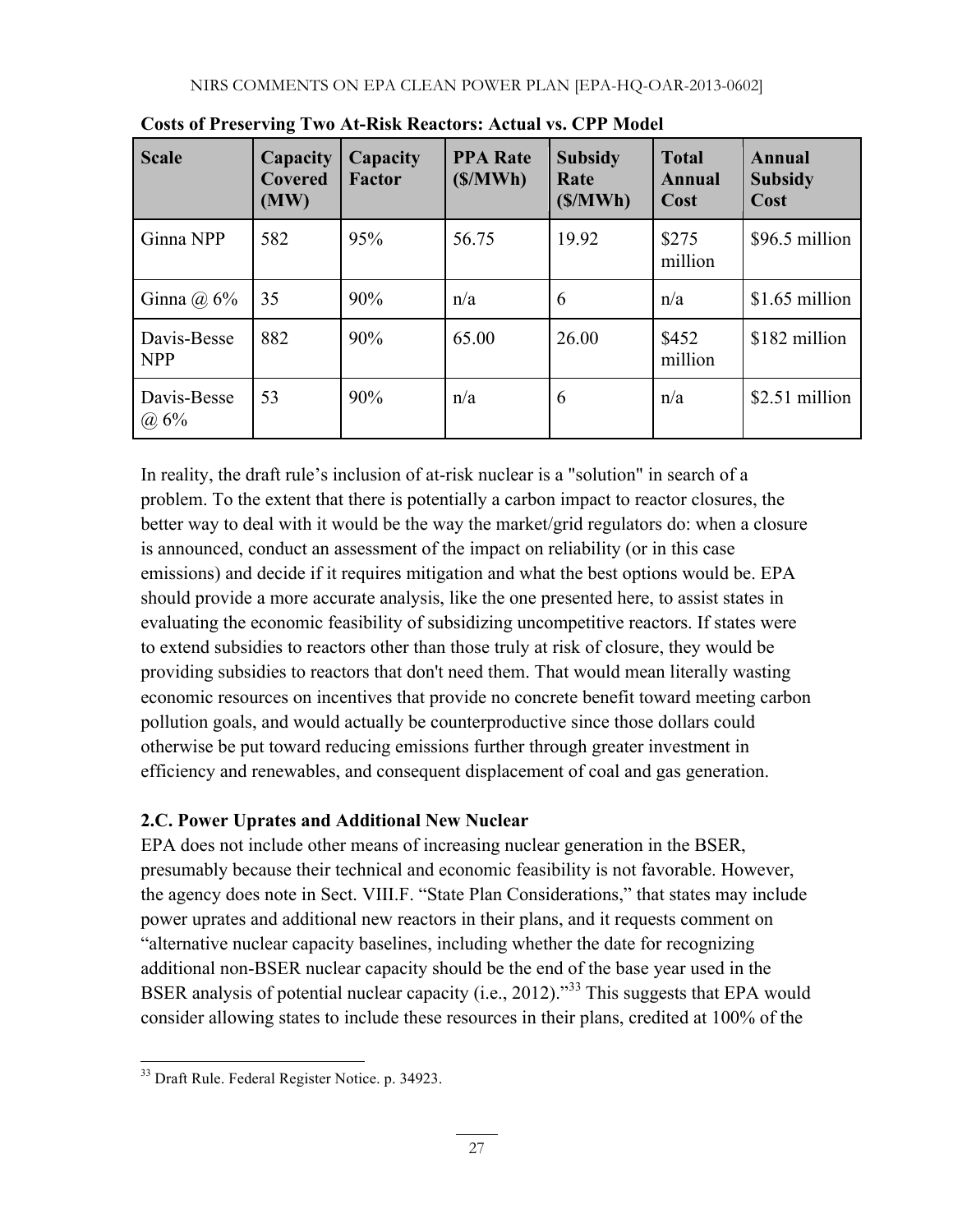**Costs of Preserving Two At-Risk Reactors: Actual vs. CPP Model**

| Scale | Capacity Covered (MW) | Capacity Factor | PPA Rate ($/MWh) | Subsidy Rate ($/MWh) | Total Annual Cost | Annual Subsidy Cost |
|---|---|---|---|---|---|---|
| Ginna NPP | 582 | 95% | 56.75 | 19.92 | $275 million | $96.5 million |
| Ginna @ 6% | 35 | 90% | n/a | 6 | n/a | $1.65 million |
| Davis-Besse NPP | 882 | 90% | 65.00 | 26.00 | $452 million | $182 million |
| Davis-Besse @ 6% | 53 | 90% | n/a | 6 | n/a | $2.51 million |

In reality, the draft rule's inclusion of at-risk nuclear is a "solution" in search of a problem. To the extent that there is potentially a carbon impact to reactor closures, the better way to deal with it would be the way the market/grid regulators do: when a closure is announced, conduct an assessment of the impact on reliability (or in this case emissions) and decide if it requires mitigation and what the best options would be. EPA should provide a more accurate analysis, like the one presented here, to assist states in evaluating the economic feasibility of subsidizing uncompetitive reactors. If states were to extend subsidies to reactors other than those truly at risk of closure, they would be providing subsidies to reactors that don't need them. That would mean literally wasting economic resources on incentives that provide no concrete benefit toward meeting carbon pollution goals, and would actually be counterproductive since those dollars could otherwise be put toward reducing emissions further through greater investment in efficiency and renewables, and consequent displacement of coal and gas generation.

### 2.C. Power Uprates and Additional New Nuclear

EPA does not include other means of increasing nuclear generation in the BSER, presumably because their technical and economic feasibility is not favorable. However, the agency does note in Sect. VIII.F. "State Plan Considerations," that states may include power uprates and additional new reactors in their plans, and it requests comment on "alternative nuclear capacity baselines, including whether the date for recognizing additional non-BSER nuclear capacity should be the end of the base year used in the BSER analysis of potential nuclear capacity (i.e., 2012)."[33] This suggests that EPA would consider allowing states to include these resources in their plans, credited at 100% of the

[33] Draft Rule. Federal Register Notice. p. 34923.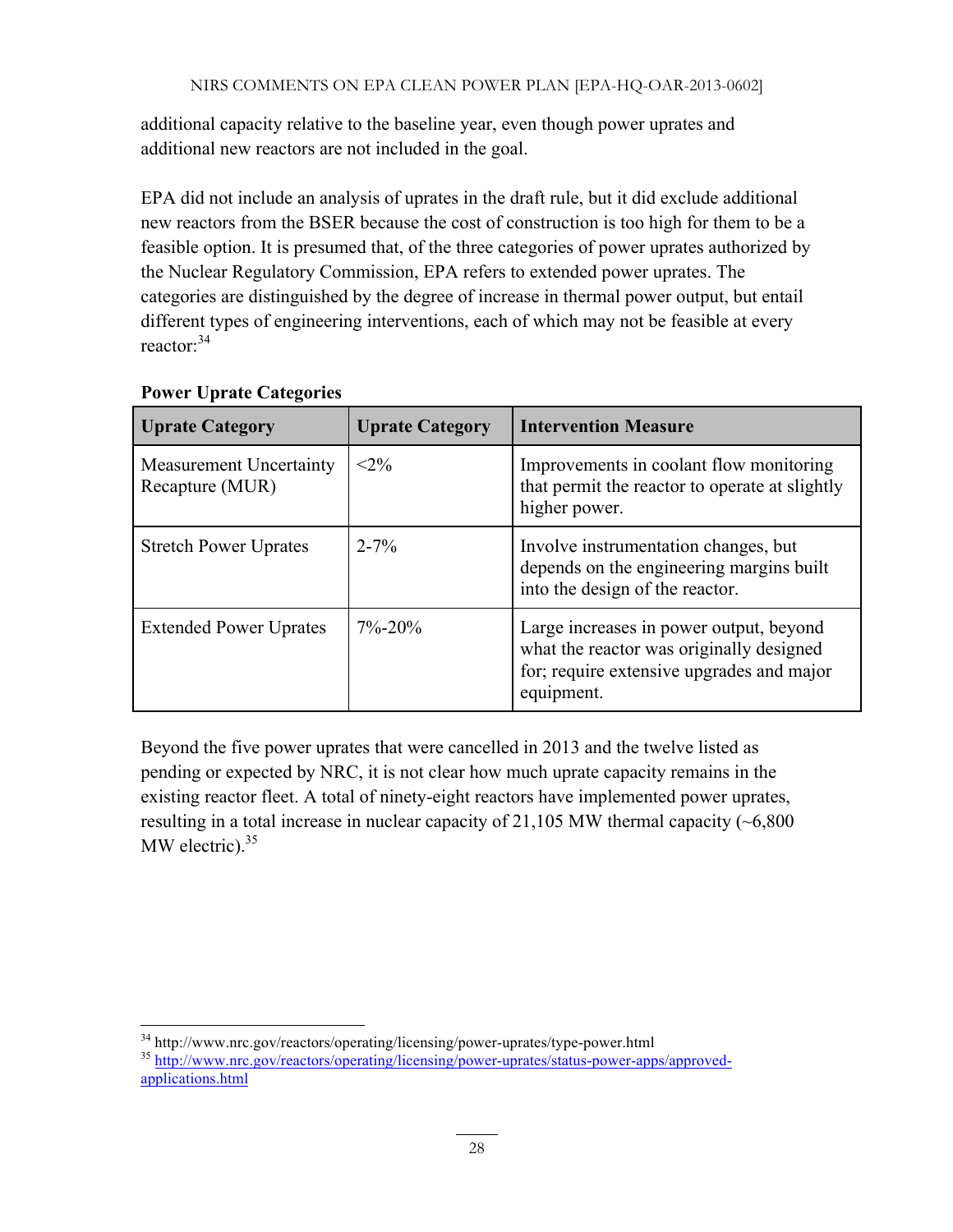additional capacity relative to the baseline year, even though power uprates and additional new reactors are not included in the goal.

EPA did not include an analysis of uprates in the draft rule, but it did exclude additional new reactors from the BSER because the cost of construction is too high for them to be a feasible option. It is presumed that, of the three categories of power uprates authorized by the Nuclear Regulatory Commission, EPA refers to extended power uprates. The categories are distinguished by the degree of increase in thermal power output, but entail different types of engineering interventions, each of which may not be feasible at every reactor:[34]

**Power Uprate Categories**

| Uprate Category | Uprate Category | Intervention Measure |
|---|---|---|
| Measurement Uncertainty Recapture (MUR) | <2% | Improvements in coolant flow monitoring that permit the reactor to operate at slightly higher power. |
| Stretch Power Uprates | 2-7% | Involve instrumentation changes, but depends on the engineering margins built into the design of the reactor. |
| Extended Power Uprates | 7%-20% | Large increases in power output, beyond what the reactor was originally designed for; require extensive upgrades and major equipment. |

Beyond the five power uprates that were cancelled in 2013 and the twelve listed as pending or expected by NRC, it is not clear how much uprate capacity remains in the existing reactor fleet. A total of ninety-eight reactors have implemented power uprates, resulting in a total increase in nuclear capacity of 21,105 MW thermal capacity (~6,800 MW electric).[35]

[34] http://www.nrc.gov/reactors/operating/licensing/power-uprates/type-power.html

[35] http://www.nrc.gov/reactors/operating/licensing/power-uprates/status-power-apps/approved-applications.html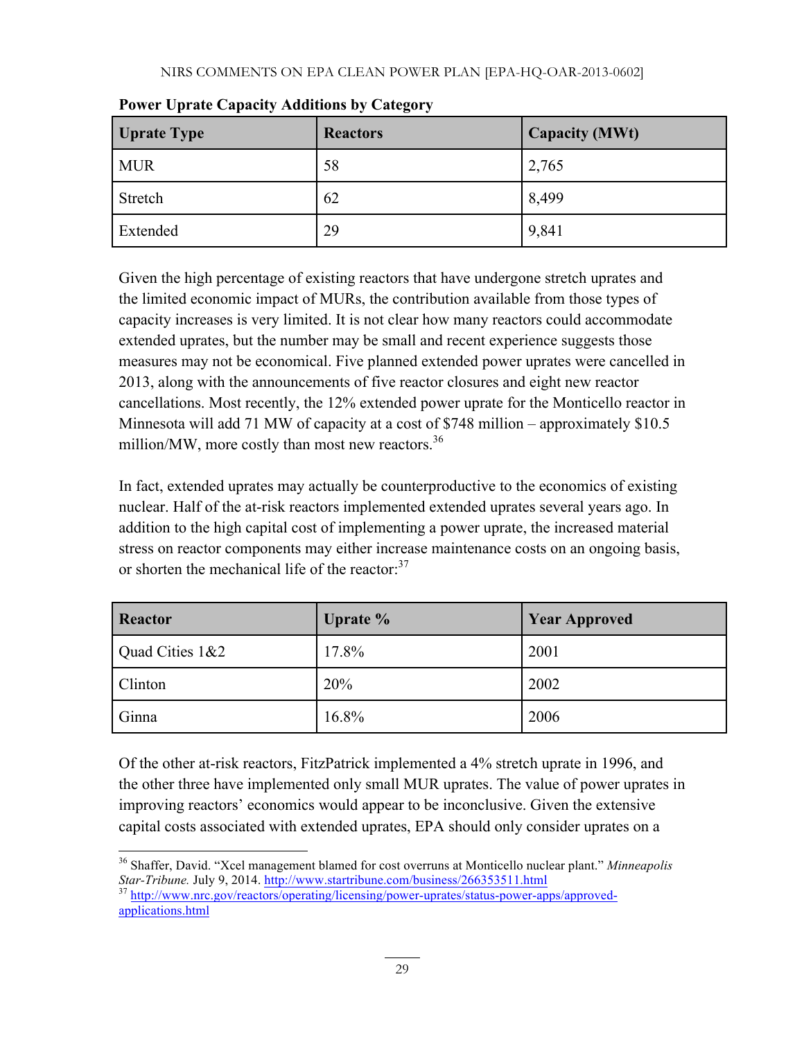**Power Uprate Capacity Additions by Category**

| Uprate Type | Reactors | Capacity (MWt) |
| --- | --- | --- |
| MUR | 58 | 2,765 |
| Stretch | 62 | 8,499 |
| Extended | 29 | 9,841 |

Given the high percentage of existing reactors that have undergone stretch uprates and the limited economic impact of MURs, the contribution available from those types of capacity increases is very limited. It is not clear how many reactors could accommodate extended uprates, but the number may be small and recent experience suggests those measures may not be economical. Five planned extended power uprates were cancelled in 2013, along with the announcements of five reactor closures and eight new reactor cancellations. Most recently, the 12% extended power uprate for the Monticello reactor in Minnesota will add 71 MW of capacity at a cost of $748 million – approximately $10.5 million/MW, more costly than most new reactors.[36]

In fact, extended uprates may actually be counterproductive to the economics of existing nuclear. Half of the at-risk reactors implemented extended uprates several years ago. In addition to the high capital cost of implementing a power uprate, the increased material stress on reactor components may either increase maintenance costs on an ongoing basis, or shorten the mechanical life of the reactor:[37]

| Reactor | Uprate % | Year Approved |
| --- | --- | --- |
| Quad Cities 1&2 | 17.8% | 2001 |
| Clinton | 20% | 2002 |
| Ginna | 16.8% | 2006 |

Of the other at-risk reactors, FitzPatrick implemented a 4% stretch uprate in 1996, and the other three have implemented only small MUR uprates. The value of power uprates in improving reactors' economics would appear to be inconclusive. Given the extensive capital costs associated with extended uprates, EPA should only consider uprates on a

---

[36] Shaffer, David. "Xcel management blamed for cost overruns at Monticello nuclear plant." *Minneapolis Star-Tribune.* July 9, 2014. http://www.startribune.com/business/266353511.html

[37] http://www.nrc.gov/reactors/operating/licensing/power-uprates/status-power-apps/approved-applications.html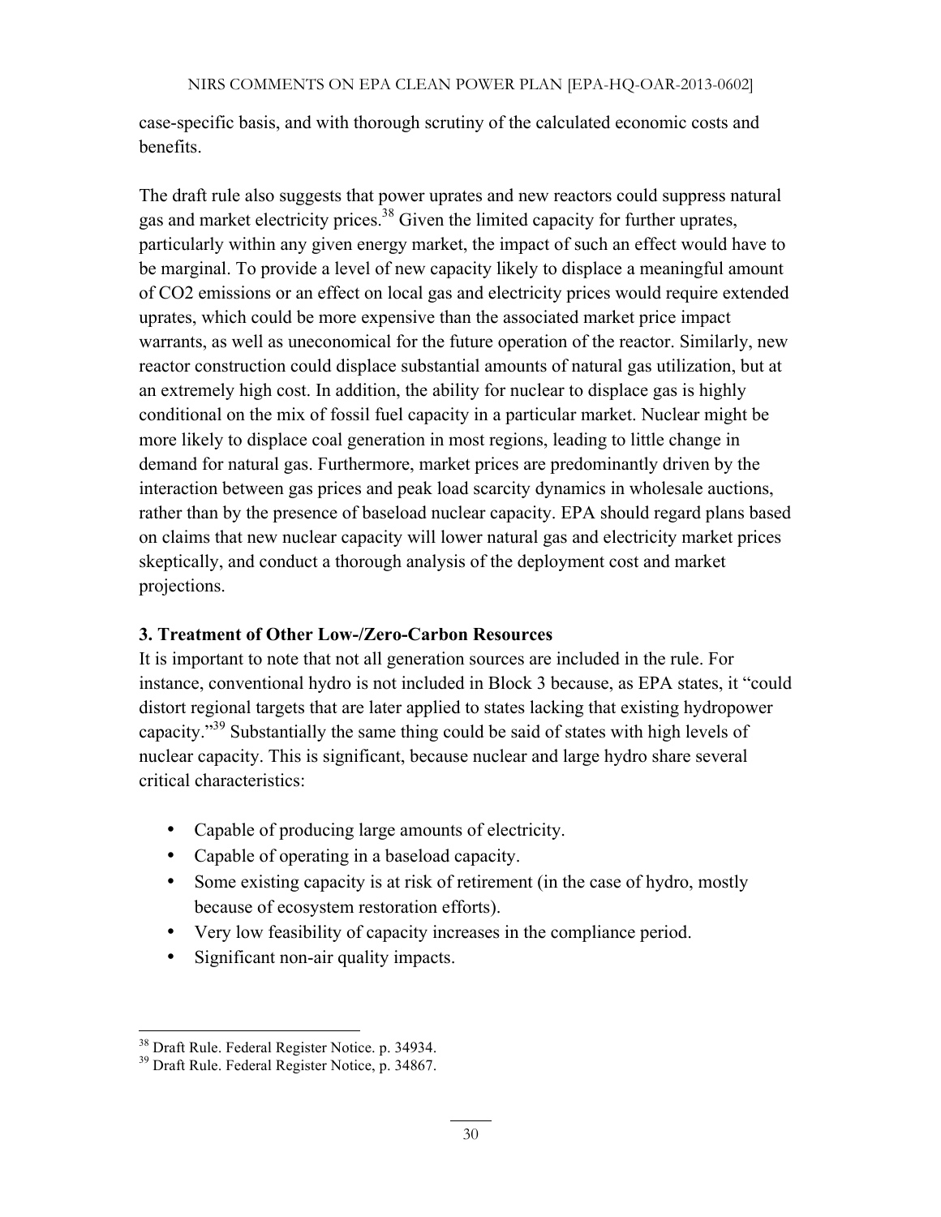case-specific basis, and with thorough scrutiny of the calculated economic costs and benefits.

The draft rule also suggests that power uprates and new reactors could suppress natural gas and market electricity prices.[38] Given the limited capacity for further uprates, particularly within any given energy market, the impact of such an effect would have to be marginal. To provide a level of new capacity likely to displace a meaningful amount of $CO_2$ emissions or an effect on local gas and electricity prices would require extended uprates, which could be more expensive than the associated market price impact warrants, as well as uneconomical for the future operation of the reactor. Similarly, new reactor construction could displace substantial amounts of natural gas utilization, but at an extremely high cost. In addition, the ability for nuclear to displace gas is highly conditional on the mix of fossil fuel capacity in a particular market. Nuclear might be more likely to displace coal generation in most regions, leading to little change in demand for natural gas. Furthermore, market prices are predominantly driven by the interaction between gas prices and peak load scarcity dynamics in wholesale auctions, rather than by the presence of baseload nuclear capacity. EPA should regard plans based on claims that new nuclear capacity will lower natural gas and electricity market prices skeptically, and conduct a thorough analysis of the deployment cost and market projections.

### 3. Treatment of Other Low-/Zero-Carbon Resources

It is important to note that not all generation sources are included in the rule. For instance, conventional hydro is not included in Block 3 because, as EPA states, it "could distort regional targets that are later applied to states lacking that existing hydropower capacity."[39] Substantially the same thing could be said of states with high levels of nuclear capacity. This is significant, because nuclear and large hydro share several critical characteristics:

- Capable of producing large amounts of electricity.
- Capable of operating in a baseload capacity.
- Some existing capacity is at risk of retirement (in the case of hydro, mostly because of ecosystem restoration efforts).
- Very low feasibility of capacity increases in the compliance period.
- Significant non-air quality impacts.

---

[38] Draft Rule. Federal Register Notice. p. 34934.

[39] Draft Rule. Federal Register Notice, p. 34867.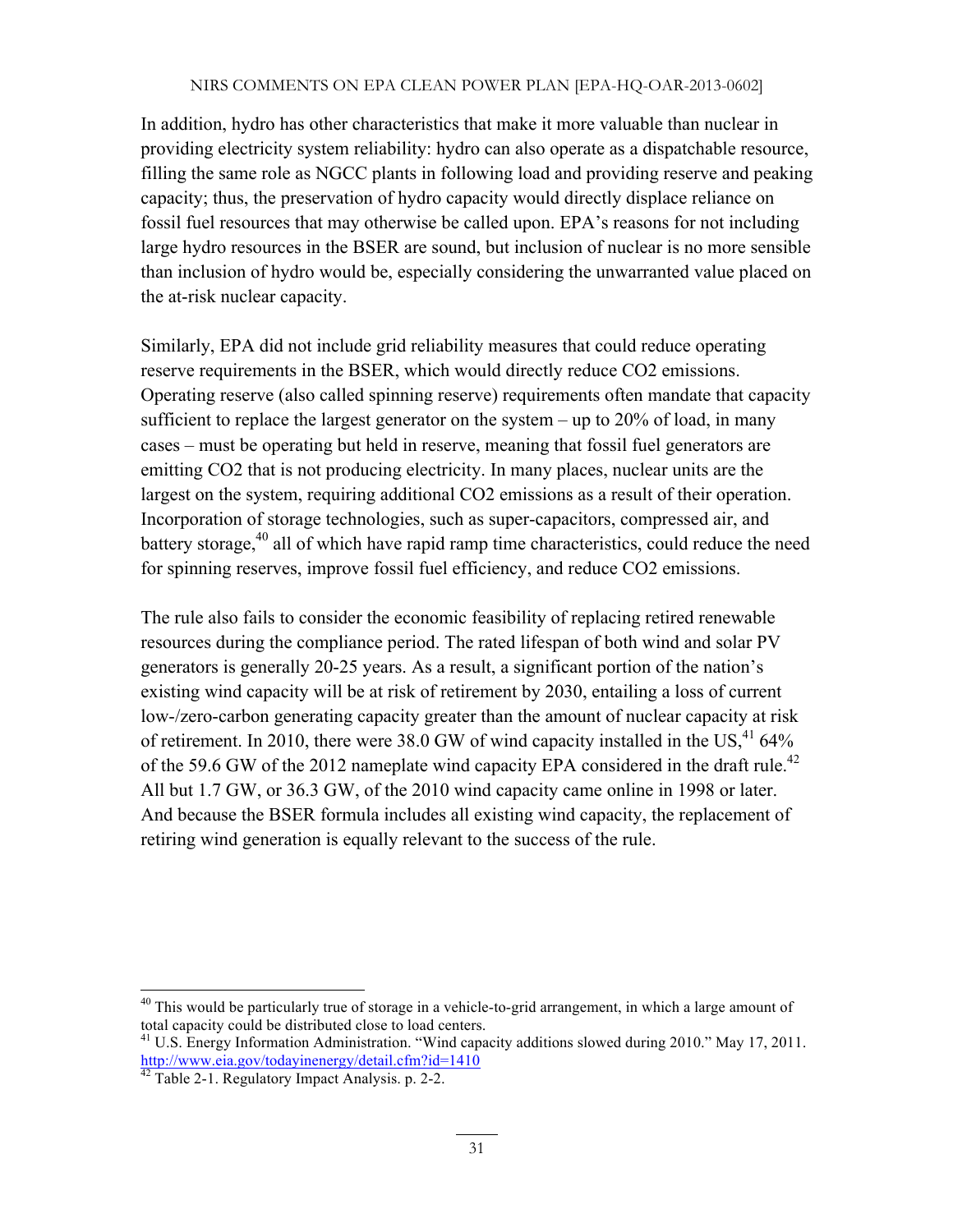In addition, hydro has other characteristics that make it more valuable than nuclear in providing electricity system reliability: hydro can also operate as a dispatchable resource, filling the same role as NGCC plants in following load and providing reserve and peaking capacity; thus, the preservation of hydro capacity would directly displace reliance on fossil fuel resources that may otherwise be called upon. EPA's reasons for not including large hydro resources in the BSER are sound, but inclusion of nuclear is no more sensible than inclusion of hydro would be, especially considering the unwarranted value placed on the at-risk nuclear capacity.

Similarly, EPA did not include grid reliability measures that could reduce operating reserve requirements in the BSER, which would directly reduce $CO_2$ emissions. Operating reserve (also called spinning reserve) requirements often mandate that capacity sufficient to replace the largest generator on the system – up to 20% of load, in many cases – must be operating but held in reserve, meaning that fossil fuel generators are emitting $CO_2$ that is not producing electricity. In many places, nuclear units are the largest on the system, requiring additional $CO_2$ emissions as a result of their operation. Incorporation of storage technologies, such as super-capacitors, compressed air, and battery storage,[40] all of which have rapid ramp time characteristics, could reduce the need for spinning reserves, improve fossil fuel efficiency, and reduce $CO_2$ emissions.

The rule also fails to consider the economic feasibility of replacing retired renewable resources during the compliance period. The rated lifespan of both wind and solar PV generators is generally 20-25 years. As a result, a significant portion of the nation's existing wind capacity will be at risk of retirement by 2030, entailing a loss of current low-/zero-carbon generating capacity greater than the amount of nuclear capacity at risk of retirement. In 2010, there were 38.0 GW of wind capacity installed in the US,[41] 64% of the 59.6 GW of the 2012 nameplate wind capacity EPA considered in the draft rule.[42] All but 1.7 GW, or 36.3 GW, of the 2010 wind capacity came online in 1998 or later. And because the BSER formula includes all existing wind capacity, the replacement of retiring wind generation is equally relevant to the success of the rule.

---

[40] This would be particularly true of storage in a vehicle-to-grid arrangement, in which a large amount of total capacity could be distributed close to load centers.

[41] U.S. Energy Information Administration. "Wind capacity additions slowed during 2010." May 17, 2011. http://www.eia.gov/todayinenergy/detail.cfm?id=1410

[42] Table 2-1. Regulatory Impact Analysis. p. 2-2.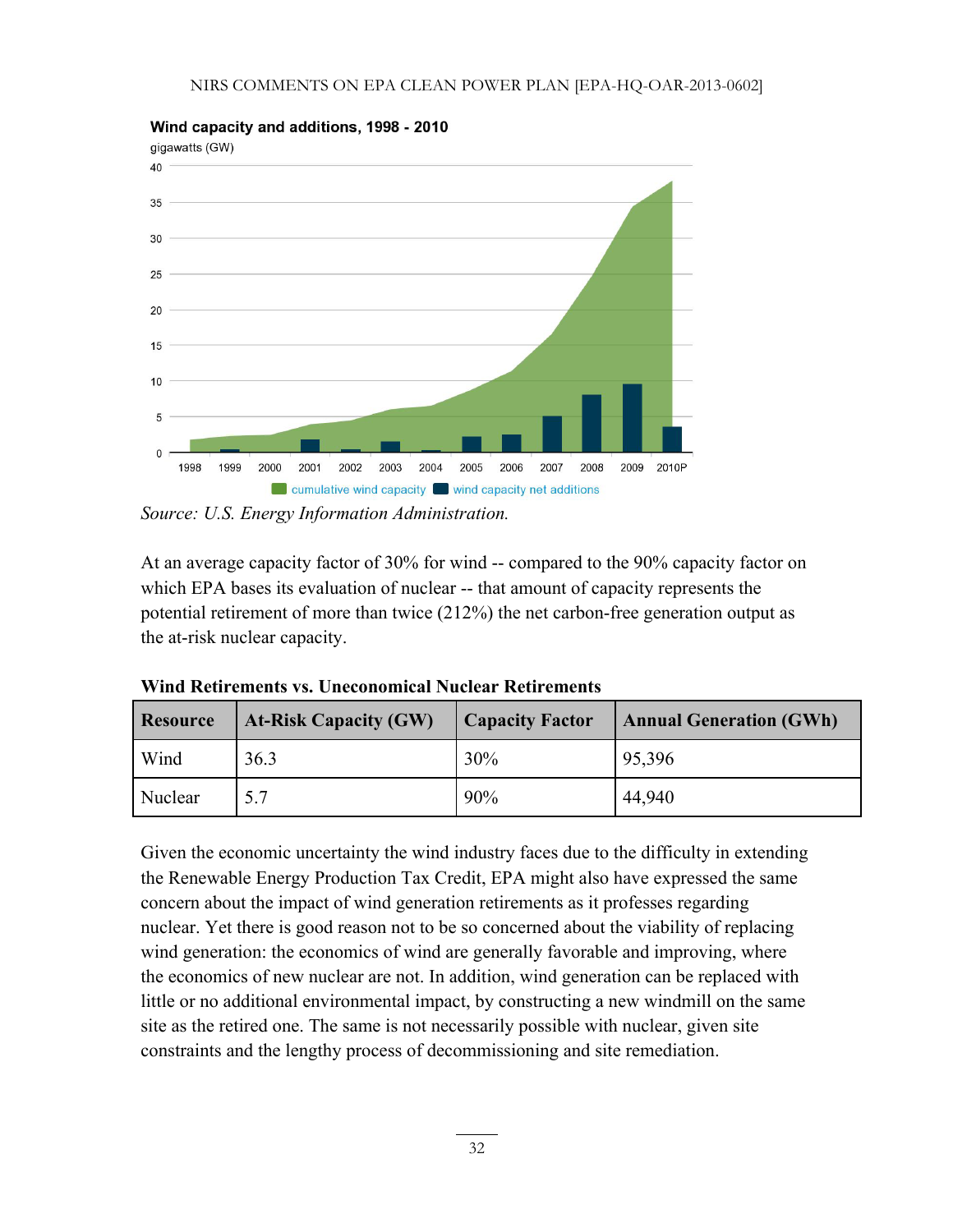**Wind capacity and additions, 1998 - 2010**

gigawatts (GW)

Source: U.S. Energy Information Administration.

At an average capacity factor of 30% for wind -- compared to the 90% capacity factor on which EPA bases its evaluation of nuclear -- that amount of capacity represents the potential retirement of more than twice (212%) the net carbon-free generation output as the at-risk nuclear capacity.

**Wind Retirements vs. Uneconomical Nuclear Retirements**

| Resource | At-Risk Capacity (GW) | Capacity Factor | Annual Generation (GWh) |
|---|---|---|---|
| Wind | 36.3 | 30% | 95,396 |
| Nuclear | 5.7 | 90% | 44,940 |

Given the economic uncertainty the wind industry faces due to the difficulty in extending the Renewable Energy Production Tax Credit, EPA might also have expressed the same concern about the impact of wind generation retirements as it professes regarding nuclear. Yet there is good reason not to be so concerned about the viability of replacing wind generation: the economics of wind are generally favorable and improving, where the economics of new nuclear are not. In addition, wind generation can be replaced with little or no additional environmental impact, by constructing a new windmill on the same site as the retired one. The same is not necessarily possible with nuclear, given site constraints and the lengthy process of decommissioning and site remediation.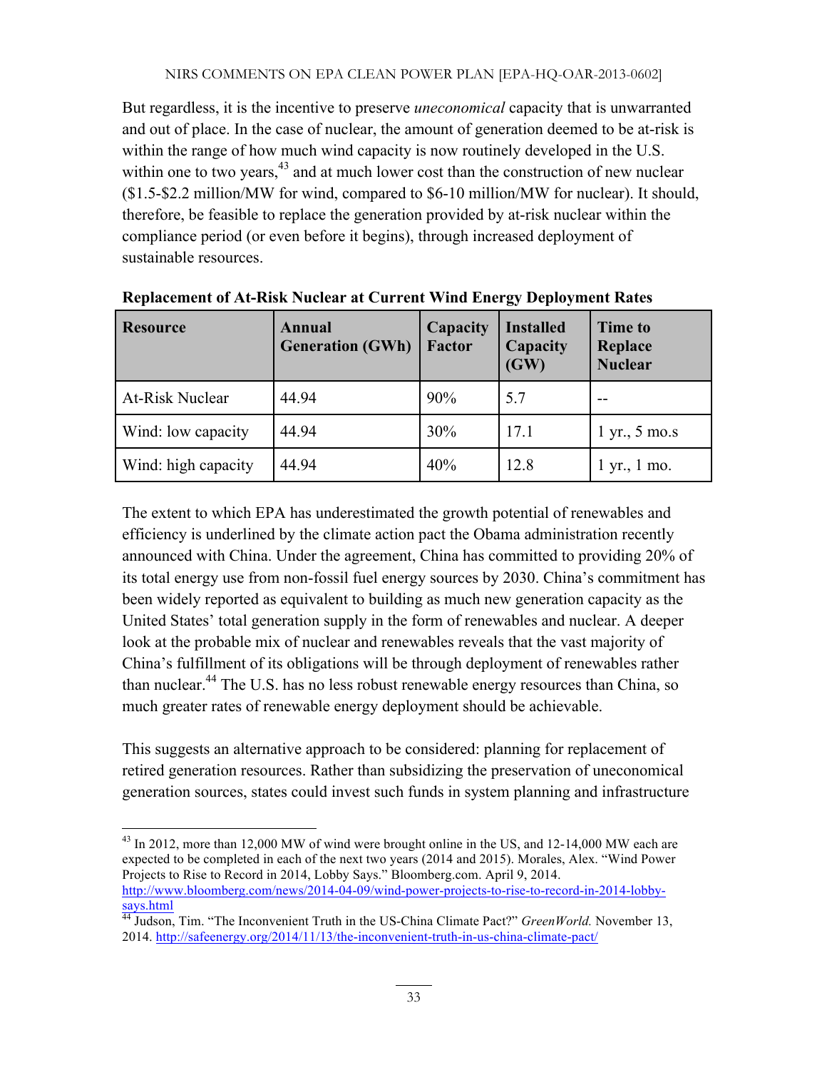But regardless, it is the incentive to preserve *uneconomical* capacity that is unwarranted and out of place. In the case of nuclear, the amount of generation deemed to be at-risk is within the range of how much wind capacity is now routinely developed in the U.S. within one to two years,[43] and at much lower cost than the construction of new nuclear ($1.5-$2.2 million/MW for wind, compared to $6-10 million/MW for nuclear). It should, therefore, be feasible to replace the generation provided by at-risk nuclear within the compliance period (or even before it begins), through increased deployment of sustainable resources.

**Replacement of At-Risk Nuclear at Current Wind Energy Deployment Rates**

| Resource | Annual Generation (GWh) | Capacity Factor | Installed Capacity (GW) | Time to Replace Nuclear |
|---|---|---|---|---|
| At-Risk Nuclear | 44.94 | 90% | 5.7 | -- |
| Wind: low capacity | 44.94 | 30% | 17.1 | 1 yr., 5 mo.s |
| Wind: high capacity | 44.94 | 40% | 12.8 | 1 yr., 1 mo. |

The extent to which EPA has underestimated the growth potential of renewables and efficiency is underlined by the climate action pact the Obama administration recently announced with China. Under the agreement, China has committed to providing 20% of its total energy use from non-fossil fuel energy sources by 2030. China's commitment has been widely reported as equivalent to building as much new generation capacity as the United States' total generation supply in the form of renewables and nuclear. A deeper look at the probable mix of nuclear and renewables reveals that the vast majority of China's fulfillment of its obligations will be through deployment of renewables rather than nuclear.[44] The U.S. has no less robust renewable energy resources than China, so much greater rates of renewable energy deployment should be achievable.

This suggests an alternative approach to be considered: planning for replacement of retired generation resources. Rather than subsidizing the preservation of uneconomical generation sources, states could invest such funds in system planning and infrastructure

---

[43] In 2012, more than 12,000 MW of wind were brought online in the US, and 12-14,000 MW each are expected to be completed in each of the next two years (2014 and 2015). Morales, Alex. "Wind Power Projects to Rise to Record in 2014, Lobby Says." Bloomberg.com. April 9, 2014. http://www.bloomberg.com/news/2014-04-09/wind-power-projects-to-rise-to-record-in-2014-lobby-says.html

[44] Judson, Tim. "The Inconvenient Truth in the US-China Climate Pact?" *GreenWorld.* November 13, 2014. http://safeenergy.org/2014/11/13/the-inconvenient-truth-in-us-china-climate-pact/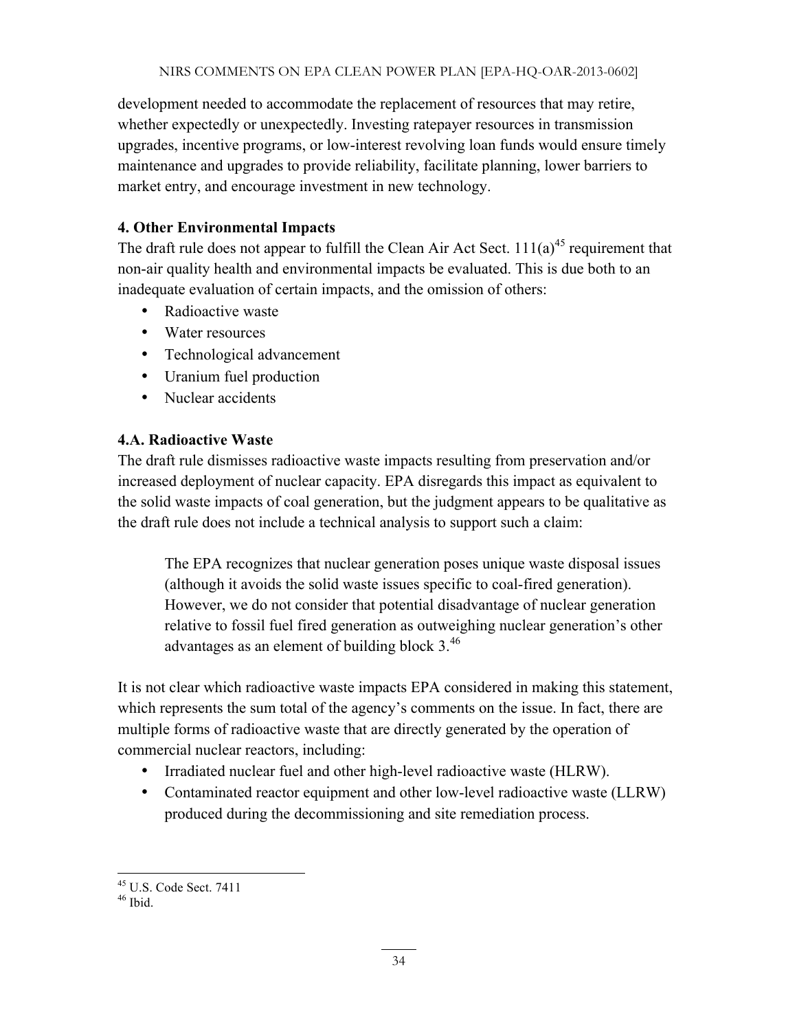development needed to accommodate the replacement of resources that may retire, whether expectedly or unexpectedly. Investing ratepayer resources in transmission upgrades, incentive programs, or low-interest revolving loan funds would ensure timely maintenance and upgrades to provide reliability, facilitate planning, lower barriers to market entry, and encourage investment in new technology.

### 4. Other Environmental Impacts

The draft rule does not appear to fulfill the Clean Air Act Sect. 111(a)[45] requirement that non-air quality health and environmental impacts be evaluated. This is due both to an inadequate evaluation of certain impacts, and the omission of others:

- Radioactive waste
- Water resources
- Technological advancement
- Uranium fuel production
- Nuclear accidents

### 4.A. Radioactive Waste

The draft rule dismisses radioactive waste impacts resulting from preservation and/or increased deployment of nuclear capacity. EPA disregards this impact as equivalent to the solid waste impacts of coal generation, but the judgment appears to be qualitative as the draft rule does not include a technical analysis to support such a claim:

> The EPA recognizes that nuclear generation poses unique waste disposal issues (although it avoids the solid waste issues specific to coal-fired generation). However, we do not consider that potential disadvantage of nuclear generation relative to fossil fuel fired generation as outweighing nuclear generation's other advantages as an element of building block 3.[46]

It is not clear which radioactive waste impacts EPA considered in making this statement, which represents the sum total of the agency's comments on the issue. In fact, there are multiple forms of radioactive waste that are directly generated by the operation of commercial nuclear reactors, including:

- Irradiated nuclear fuel and other high-level radioactive waste (HLRW).
- Contaminated reactor equipment and other low-level radioactive waste (LLRW) produced during the decommissioning and site remediation process.

---

[45] U.S. Code Sect. 7411

[46] Ibid.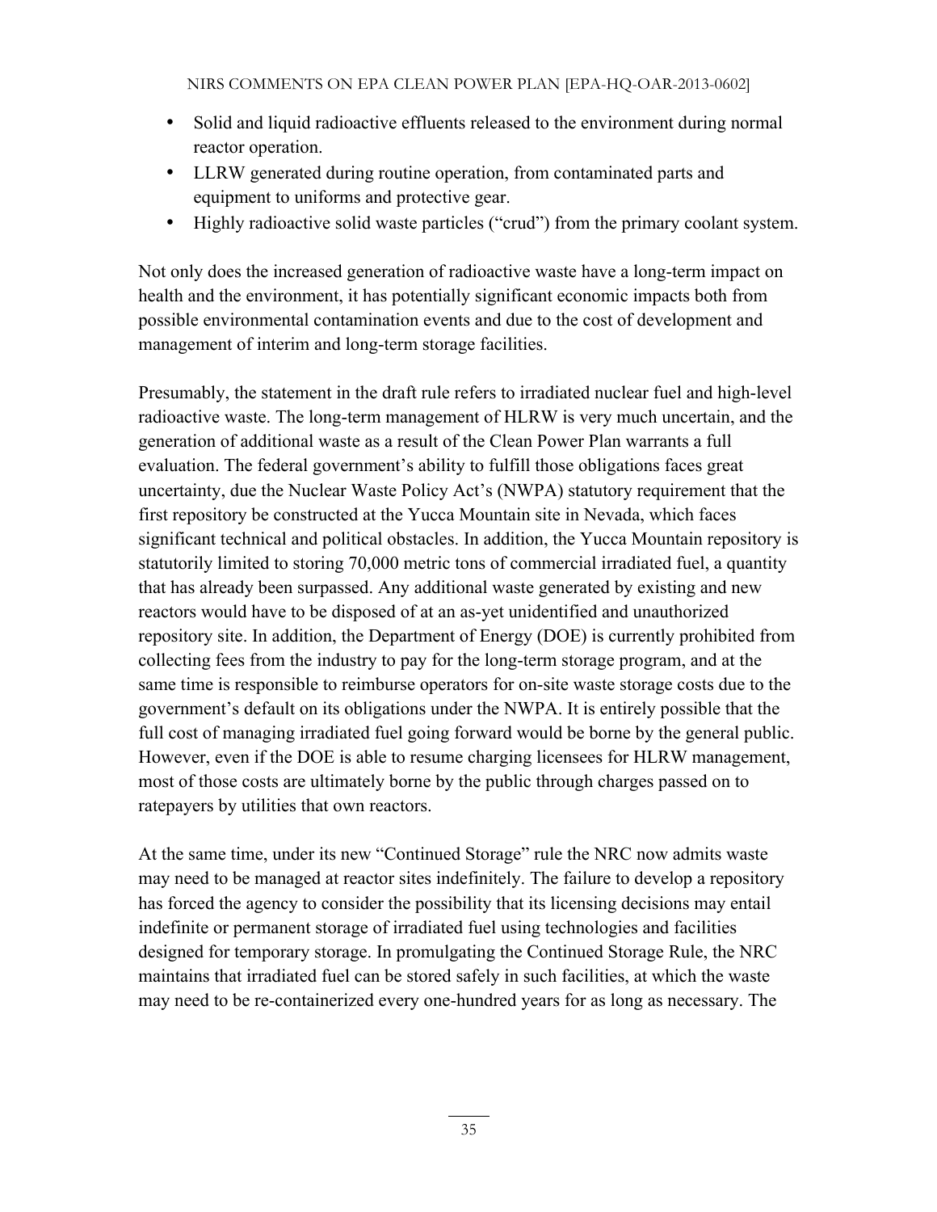- Solid and liquid radioactive effluents released to the environment during normal reactor operation.
- LLRW generated during routine operation, from contaminated parts and equipment to uniforms and protective gear.
- Highly radioactive solid waste particles ("crud") from the primary coolant system.

Not only does the increased generation of radioactive waste have a long-term impact on health and the environment, it has potentially significant economic impacts both from possible environmental contamination events and due to the cost of development and management of interim and long-term storage facilities.

Presumably, the statement in the draft rule refers to irradiated nuclear fuel and high-level radioactive waste. The long-term management of HLRW is very much uncertain, and the generation of additional waste as a result of the Clean Power Plan warrants a full evaluation. The federal government's ability to fulfill those obligations faces great uncertainty, due the Nuclear Waste Policy Act's (NWPA) statutory requirement that the first repository be constructed at the Yucca Mountain site in Nevada, which faces significant technical and political obstacles. In addition, the Yucca Mountain repository is statutorily limited to storing 70,000 metric tons of commercial irradiated fuel, a quantity that has already been surpassed. Any additional waste generated by existing and new reactors would have to be disposed of at an as-yet unidentified and unauthorized repository site. In addition, the Department of Energy (DOE) is currently prohibited from collecting fees from the industry to pay for the long-term storage program, and at the same time is responsible to reimburse operators for on-site waste storage costs due to the government's default on its obligations under the NWPA. It is entirely possible that the full cost of managing irradiated fuel going forward would be borne by the general public. However, even if the DOE is able to resume charging licensees for HLRW management, most of those costs are ultimately borne by the public through charges passed on to ratepayers by utilities that own reactors.

At the same time, under its new "Continued Storage" rule the NRC now admits waste may need to be managed at reactor sites indefinitely. The failure to develop a repository has forced the agency to consider the possibility that its licensing decisions may entail indefinite or permanent storage of irradiated fuel using technologies and facilities designed for temporary storage. In promulgating the Continued Storage Rule, the NRC maintains that irradiated fuel can be stored safely in such facilities, at which the waste may need to be re-containerized every one-hundred years for as long as necessary. The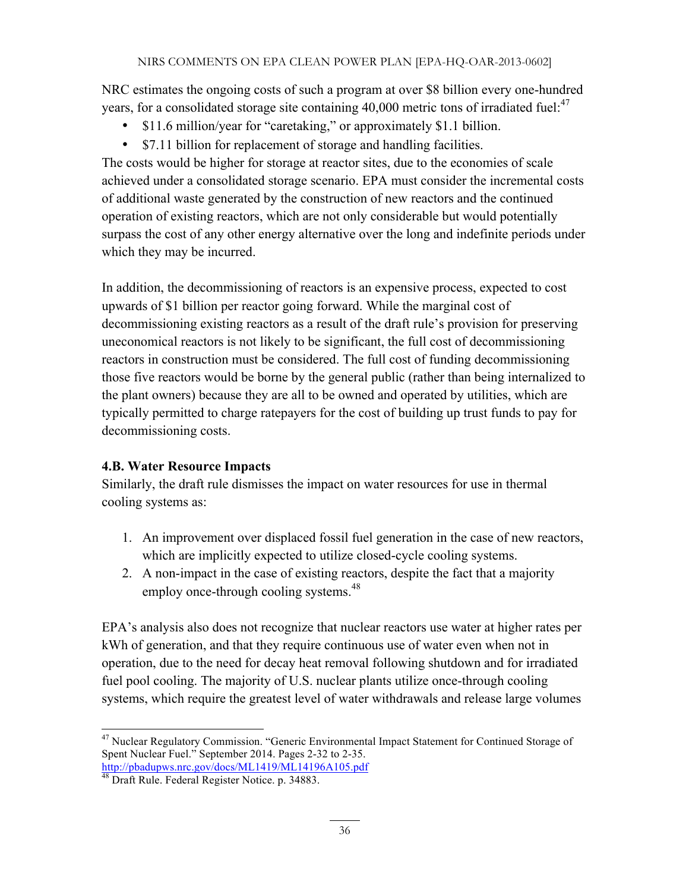NRC estimates the ongoing costs of such a program at over $8 billion every one-hundred years, for a consolidated storage site containing 40,000 metric tons of irradiated fuel:[47]

- $11.6 million/year for "caretaking," or approximately $1.1 billion.
- $7.11 billion for replacement of storage and handling facilities.

The costs would be higher for storage at reactor sites, due to the economies of scale achieved under a consolidated storage scenario. EPA must consider the incremental costs of additional waste generated by the construction of new reactors and the continued operation of existing reactors, which are not only considerable but would potentially surpass the cost of any other energy alternative over the long and indefinite periods under which they may be incurred.

In addition, the decommissioning of reactors is an expensive process, expected to cost upwards of $1 billion per reactor going forward. While the marginal cost of decommissioning existing reactors as a result of the draft rule's provision for preserving uneconomical reactors is not likely to be significant, the full cost of decommissioning reactors in construction must be considered. The full cost of funding decommissioning those five reactors would be borne by the general public (rather than being internalized to the plant owners) because they are all to be owned and operated by utilities, which are typically permitted to charge ratepayers for the cost of building up trust funds to pay for decommissioning costs.

### 4.B. Water Resource Impacts

Similarly, the draft rule dismisses the impact on water resources for use in thermal cooling systems as:

1. An improvement over displaced fossil fuel generation in the case of new reactors, which are implicitly expected to utilize closed-cycle cooling systems.
2. A non-impact in the case of existing reactors, despite the fact that a majority employ once-through cooling systems.[48]

EPA's analysis also does not recognize that nuclear reactors use water at higher rates per kWh of generation, and that they require continuous use of water even when not in operation, due to the need for decay heat removal following shutdown and for irradiated fuel pool cooling. The majority of U.S. nuclear plants utilize once-through cooling systems, which require the greatest level of water withdrawals and release large volumes

---

[47] Nuclear Regulatory Commission. "Generic Environmental Impact Statement for Continued Storage of Spent Nuclear Fuel." September 2014. Pages 2-32 to 2-35. http://pbadupws.nrc.gov/docs/ML1419/ML14196A105.pdf

[48] Draft Rule. Federal Register Notice. p. 34883.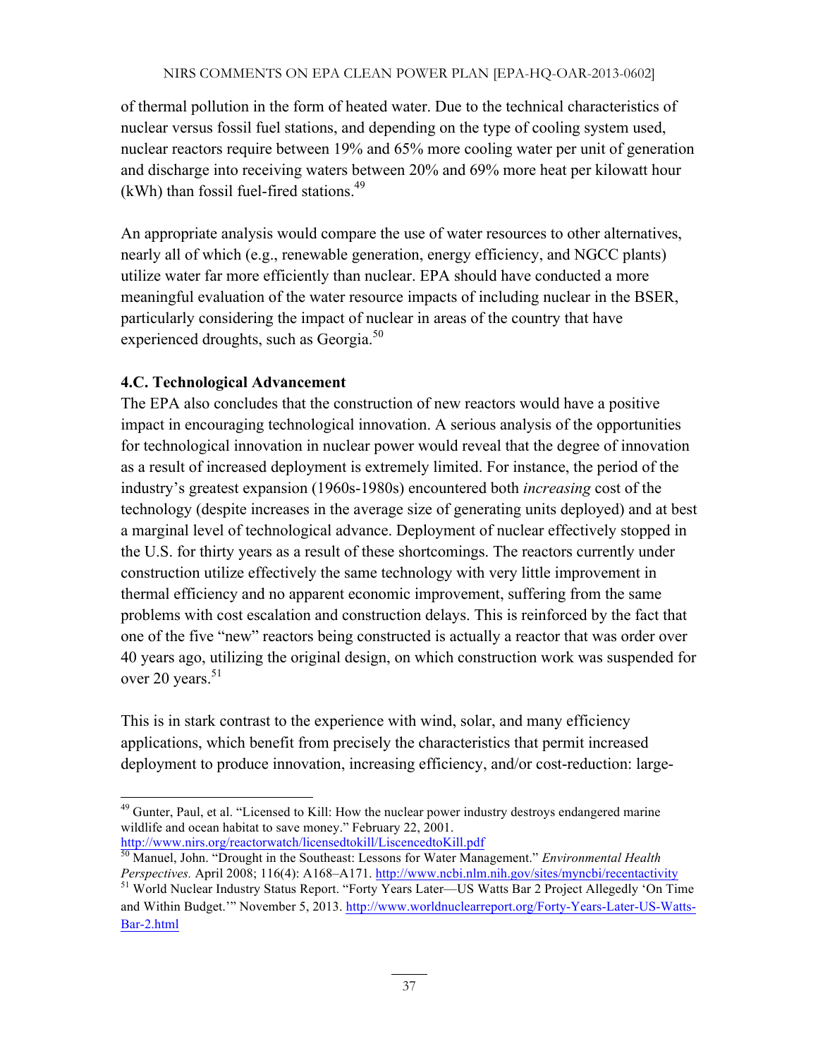of thermal pollution in the form of heated water. Due to the technical characteristics of nuclear versus fossil fuel stations, and depending on the type of cooling system used, nuclear reactors require between 19% and 65% more cooling water per unit of generation and discharge into receiving waters between 20% and 69% more heat per kilowatt hour (kWh) than fossil fuel-fired stations.[49]

An appropriate analysis would compare the use of water resources to other alternatives, nearly all of which (e.g., renewable generation, energy efficiency, and NGCC plants) utilize water far more efficiently than nuclear. EPA should have conducted a more meaningful evaluation of the water resource impacts of including nuclear in the BSER, particularly considering the impact of nuclear in areas of the country that have experienced droughts, such as Georgia.[50]

### 4.C. Technological Advancement

The EPA also concludes that the construction of new reactors would have a positive impact in encouraging technological innovation. A serious analysis of the opportunities for technological innovation in nuclear power would reveal that the degree of innovation as a result of increased deployment is extremely limited. For instance, the period of the industry's greatest expansion (1960s-1980s) encountered both *increasing* cost of the technology (despite increases in the average size of generating units deployed) and at best a marginal level of technological advance. Deployment of nuclear effectively stopped in the U.S. for thirty years as a result of these shortcomings. The reactors currently under construction utilize effectively the same technology with very little improvement in thermal efficiency and no apparent economic improvement, suffering from the same problems with cost escalation and construction delays. This is reinforced by the fact that one of the five "new" reactors being constructed is actually a reactor that was order over 40 years ago, utilizing the original design, on which construction work was suspended for over 20 years.[51]

This is in stark contrast to the experience with wind, solar, and many efficiency applications, which benefit from precisely the characteristics that permit increased deployment to produce innovation, increasing efficiency, and/or cost-reduction: large-

---

[49] Gunter, Paul, et al. "Licensed to Kill: How the nuclear power industry destroys endangered marine wildlife and ocean habitat to save money." February 22, 2001. http://www.nirs.org/reactorwatch/licensedtokill/LiscencedtoKill.pdf

[50] Manuel, John. "Drought in the Southeast: Lessons for Water Management." *Environmental Health Perspectives.* April 2008; 116(4): A168–A171. http://www.ncbi.nlm.nih.gov/sites/myncbi/recentactivity

[51] World Nuclear Industry Status Report. "Forty Years Later—US Watts Bar 2 Project Allegedly 'On Time and Within Budget.'" November 5, 2013. http://www.worldnuclearreport.org/Forty-Years-Later-US-Watts-Bar-2.html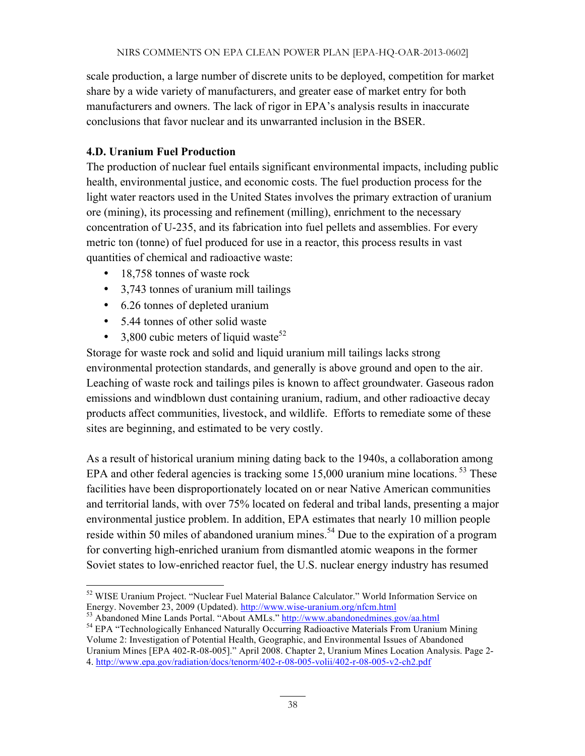scale production, a large number of discrete units to be deployed, competition for market share by a wide variety of manufacturers, and greater ease of market entry for both manufacturers and owners. The lack of rigor in EPA's analysis results in inaccurate conclusions that favor nuclear and its unwarranted inclusion in the BSER.

### 4.D. Uranium Fuel Production

The production of nuclear fuel entails significant environmental impacts, including public health, environmental justice, and economic costs. The fuel production process for the light water reactors used in the United States involves the primary extraction of uranium ore (mining), its processing and refinement (milling), enrichment to the necessary concentration of U-235, and its fabrication into fuel pellets and assemblies. For every metric ton (tonne) of fuel produced for use in a reactor, this process results in vast quantities of chemical and radioactive waste:

- 18,758 tonnes of waste rock
- 3,743 tonnes of uranium mill tailings
- 6.26 tonnes of depleted uranium
- 5.44 tonnes of other solid waste
- 3,800 cubic meters of liquid waste[52]

Storage for waste rock and solid and liquid uranium mill tailings lacks strong environmental protection standards, and generally is above ground and open to the air. Leaching of waste rock and tailings piles is known to affect groundwater. Gaseous radon emissions and windblown dust containing uranium, radium, and other radioactive decay products affect communities, livestock, and wildlife. Efforts to remediate some of these sites are beginning, and estimated to be very costly.

As a result of historical uranium mining dating back to the 1940s, a collaboration among EPA and other federal agencies is tracking some 15,000 uranium mine locations.[53] These facilities have been disproportionately located on or near Native American communities and territorial lands, with over 75% located on federal and tribal lands, presenting a major environmental justice problem. In addition, EPA estimates that nearly 10 million people reside within 50 miles of abandoned uranium mines.[54] Due to the expiration of a program for converting high-enriched uranium from dismantled atomic weapons in the former Soviet states to low-enriched reactor fuel, the U.S. nuclear energy industry has resumed

---

[52] WISE Uranium Project. "Nuclear Fuel Material Balance Calculator." World Information Service on Energy. November 23, 2009 (Updated). http://www.wise-uranium.org/nfcm.html

[53] Abandoned Mine Lands Portal. "About AMLs." http://www.abandonedmines.gov/aa.html

[54] EPA "Technologically Enhanced Naturally Occurring Radioactive Materials From Uranium Mining Volume 2: Investigation of Potential Health, Geographic, and Environmental Issues of Abandoned Uranium Mines [EPA 402-R-08-005]." April 2008. Chapter 2, Uranium Mines Location Analysis. Page 2-4. http://www.epa.gov/radiation/docs/tenorm/402-r-08-005-volii/402-r-08-005-v2-ch2.pdf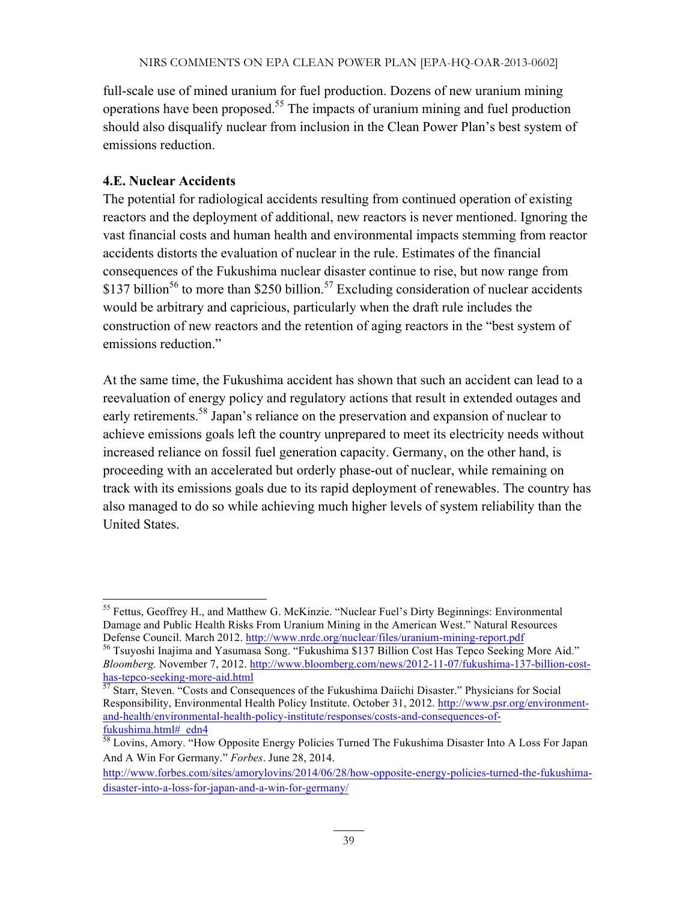full-scale use of mined uranium for fuel production. Dozens of new uranium mining operations have been proposed.[55] The impacts of uranium mining and fuel production should also disqualify nuclear from inclusion in the Clean Power Plan's best system of emissions reduction.

### 4.E. Nuclear Accidents

The potential for radiological accidents resulting from continued operation of existing reactors and the deployment of additional, new reactors is never mentioned. Ignoring the vast financial costs and human health and environmental impacts stemming from reactor accidents distorts the evaluation of nuclear in the rule. Estimates of the financial consequences of the Fukushima nuclear disaster continue to rise, but now range from $137 billion[56] to more than $250 billion.[57] Excluding consideration of nuclear accidents would be arbitrary and capricious, particularly when the draft rule includes the construction of new reactors and the retention of aging reactors in the "best system of emissions reduction."

At the same time, the Fukushima accident has shown that such an accident can lead to a reevaluation of energy policy and regulatory actions that result in extended outages and early retirements.[58] Japan's reliance on the preservation and expansion of nuclear to achieve emissions goals left the country unprepared to meet its electricity needs without increased reliance on fossil fuel generation capacity. Germany, on the other hand, is proceeding with an accelerated but orderly phase-out of nuclear, while remaining on track with its emissions goals due to its rapid deployment of renewables. The country has also managed to do so while achieving much higher levels of system reliability than the United States.

---

[55] Fettus, Geoffrey H., and Matthew G. McKinzie. "Nuclear Fuel's Dirty Beginnings: Environmental Damage and Public Health Risks From Uranium Mining in the American West." Natural Resources Defense Council. March 2012. http://www.nrdc.org/nuclear/files/uranium-mining-report.pdf

[56] Tsuyoshi Inajima and Yasumasa Song. "Fukushima $137 Billion Cost Has Tepco Seeking More Aid." *Bloomberg.* November 7, 2012. http://www.bloomberg.com/news/2012-11-07/fukushima-137-billion-cost-has-tepco-seeking-more-aid.html

[57] Starr, Steven. "Costs and Consequences of the Fukushima Daiichi Disaster." Physicians for Social Responsibility, Environmental Health Policy Institute. October 31, 2012. http://www.psr.org/environment-and-health/environmental-health-policy-institute/responses/costs-and-consequences-of-fukushima.html#_edn4

[58] Lovins, Amory. "How Opposite Energy Policies Turned The Fukushima Disaster Into A Loss For Japan And A Win For Germany." *Forbes*. June 28, 2014. http://www.forbes.com/sites/amorylovins/2014/06/28/how-opposite-energy-policies-turned-the-fukushima-disaster-into-a-loss-for-japan-and-a-win-for-germany/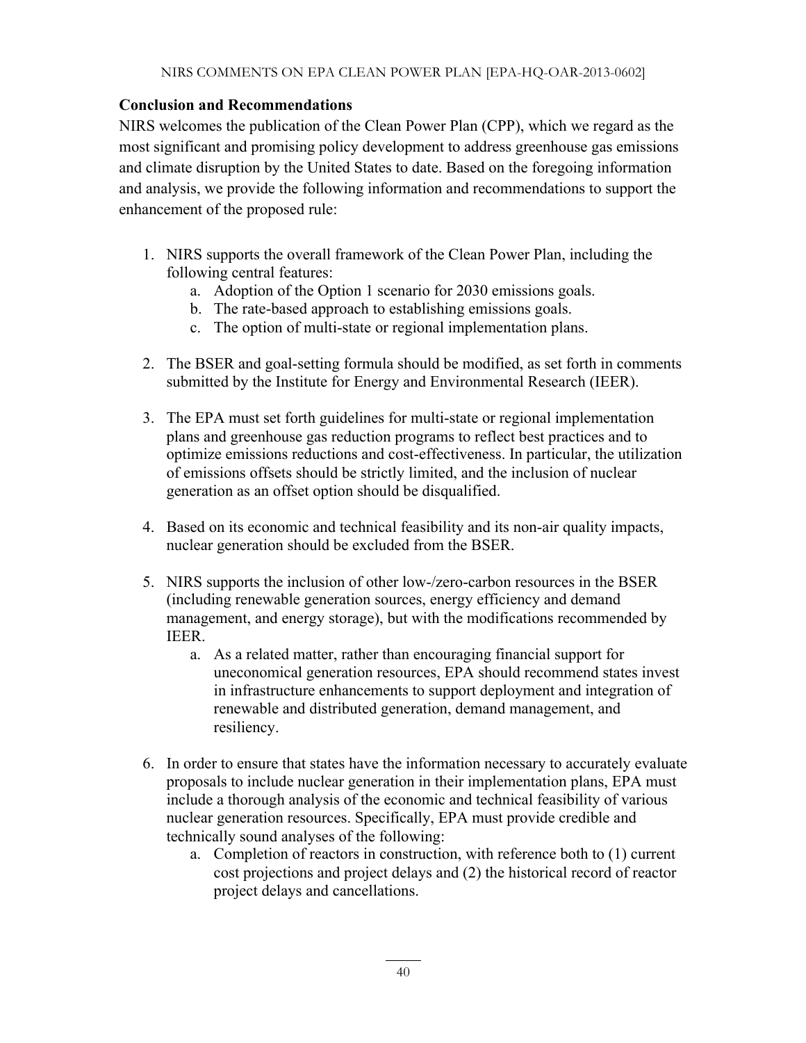**Conclusion and Recommendations**

NIRS welcomes the publication of the Clean Power Plan (CPP), which we regard as the most significant and promising policy development to address greenhouse gas emissions and climate disruption by the United States to date. Based on the foregoing information and analysis, we provide the following information and recommendations to support the enhancement of the proposed rule:

1. NIRS supports the overall framework of the Clean Power Plan, including the following central features:
   a. Adoption of the Option 1 scenario for 2030 emissions goals.
   b. The rate-based approach to establishing emissions goals.
   c. The option of multi-state or regional implementation plans.

2. The BSER and goal-setting formula should be modified, as set forth in comments submitted by the Institute for Energy and Environmental Research (IEER).

3. The EPA must set forth guidelines for multi-state or regional implementation plans and greenhouse gas reduction programs to reflect best practices and to optimize emissions reductions and cost-effectiveness. In particular, the utilization of emissions offsets should be strictly limited, and the inclusion of nuclear generation as an offset option should be disqualified.

4. Based on its economic and technical feasibility and its non-air quality impacts, nuclear generation should be excluded from the BSER.

5. NIRS supports the inclusion of other low-/zero-carbon resources in the BSER (including renewable generation sources, energy efficiency and demand management, and energy storage), but with the modifications recommended by IEER.
   a. As a related matter, rather than encouraging financial support for uneconomical generation resources, EPA should recommend states invest in infrastructure enhancements to support deployment and integration of renewable and distributed generation, demand management, and resiliency.

6. In order to ensure that states have the information necessary to accurately evaluate proposals to include nuclear generation in their implementation plans, EPA must include a thorough analysis of the economic and technical feasibility of various nuclear generation resources. Specifically, EPA must provide credible and technically sound analyses of the following:
   a. Completion of reactors in construction, with reference both to (1) current cost projections and project delays and (2) the historical record of reactor project delays and cancellations.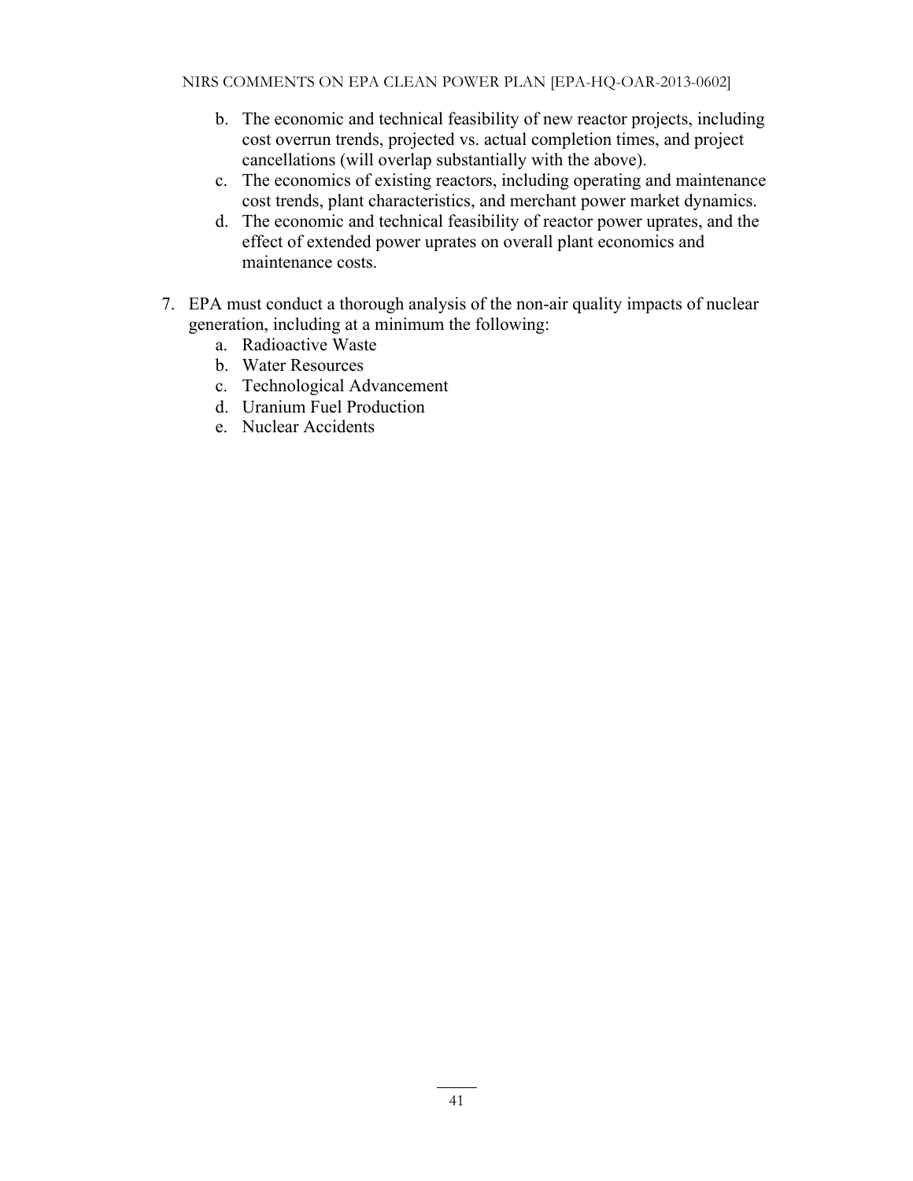b. The economic and technical feasibility of new reactor projects, including cost overrun trends, projected vs. actual completion times, and project cancellations (will overlap substantially with the above).
   c. The economics of existing reactors, including operating and maintenance cost trends, plant characteristics, and merchant power market dynamics.
   d. The economic and technical feasibility of reactor power uprates, and the effect of extended power uprates on overall plant economics and maintenance costs.

7. EPA must conduct a thorough analysis of the non-air quality impacts of nuclear generation, including at a minimum the following:
   a. Radioactive Waste
   b. Water Resources
   c. Technological Advancement
   d. Uranium Fuel Production
   e. Nuclear Accidents